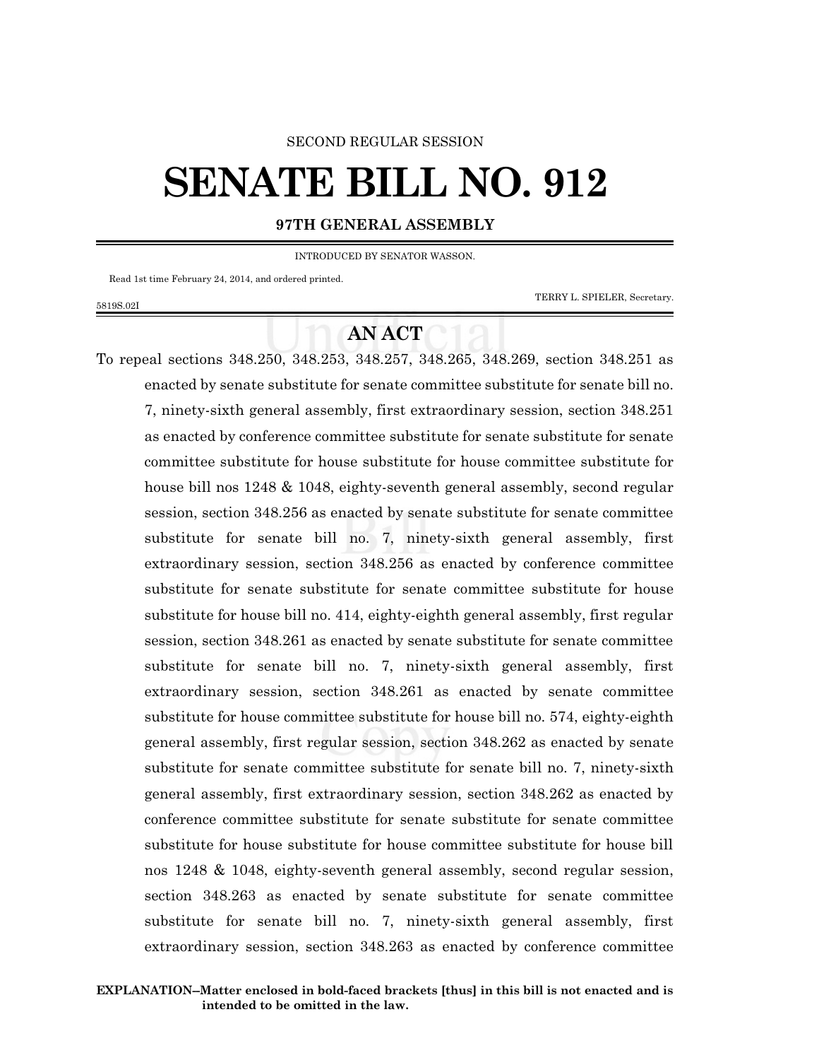SECOND REGULAR SESSION

# SENATE BILL NO. 912

**97TH GENERAL ASSEMBLY**

INTRODUCED BY SENATOR WASSON.

Read 1st time February 24, 2014, and ordered printed.

TERRY L. SPIELER, Secretary.

5819S.02I

## AN ACT

To repeal sections 348.250, 348.253, 348.257, 348.265, 348.269, section 348.251 as enacted by senate substitute for senate committee substitute for senate bill no. 7, ninety-sixth general assembly, first extraordinary session, section 348.251 as enacted by conference committee substitute for senate substitute for senate committee substitute for house substitute for house committee substitute for house bill nos 1248 & 1048, eighty-seventh general assembly, second regular session, section 348.256 as enacted by senate substitute for senate committee substitute for senate bill no. 7, ninety-sixth general assembly, first extraordinary session, section 348.256 as enacted by conference committee substitute for senate substitute for senate committee substitute for house substitute for house bill no. 414, eighty-eighth general assembly, first regular session, section 348.261 as enacted by senate substitute for senate committee substitute for senate bill no. 7, ninety-sixth general assembly, first extraordinary session, section 348.261 as enacted by senate committee substitute for house committee substitute for house bill no. 574, eighty-eighth general assembly, first regular session, section 348.262 as enacted by senate substitute for senate committee substitute for senate bill no. 7, ninety-sixth general assembly, first extraordinary session, section 348.262 as enacted by conference committee substitute for senate substitute for senate committee substitute for house substitute for house committee substitute for house bill nos 1248 & 1048, eighty-seventh general assembly, second regular session, section 348.263 as enacted by senate substitute for senate committee substitute for senate bill no. 7, ninety-sixth general assembly, first extraordinary session, section 348.263 as enacted by conference committee

**EXPLANATION–Matter enclosed in bold-faced brackets [thus] in this bill is not enacted and is intended to be omitted in the law.**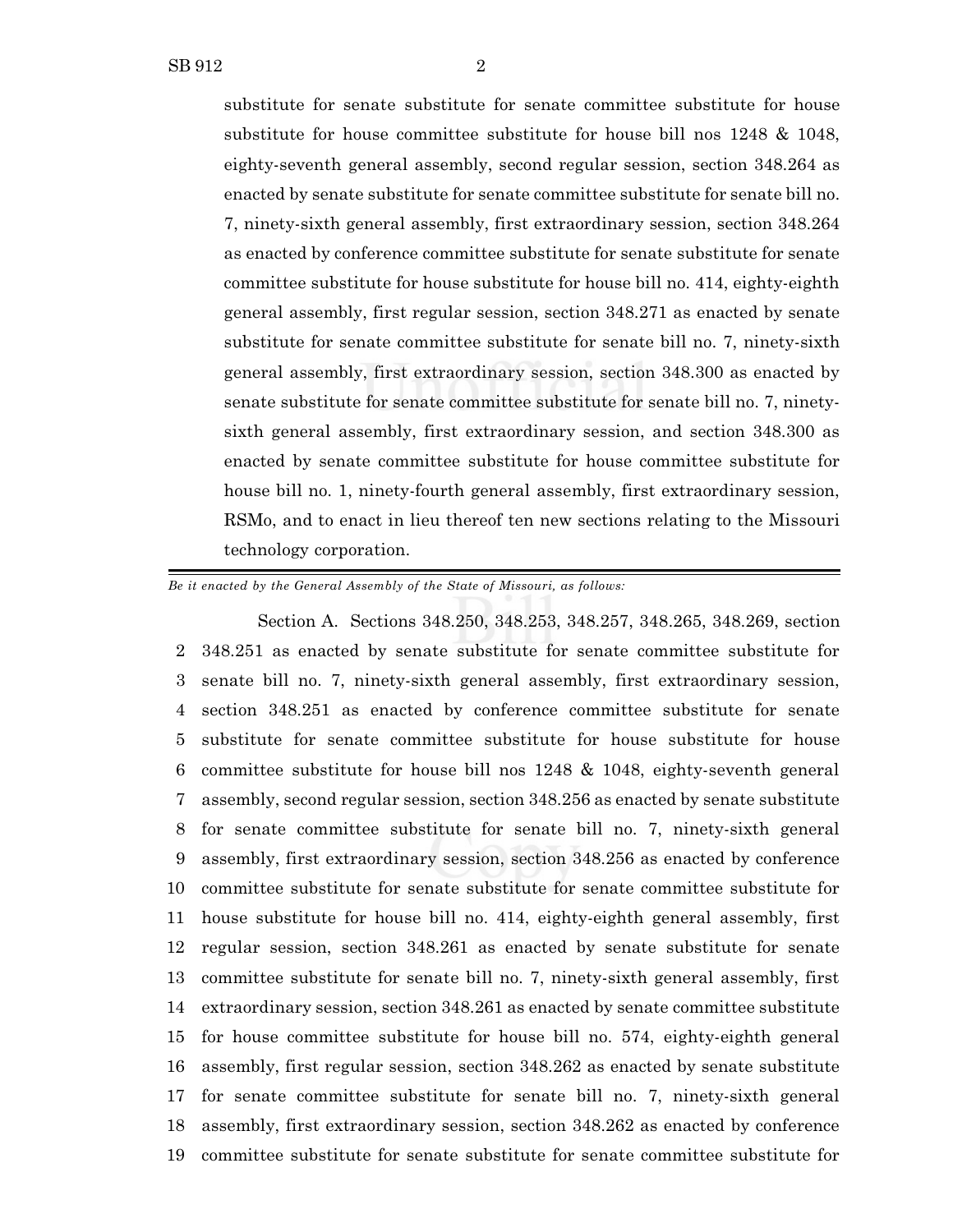substitute for senate substitute for senate committee substitute for house substitute for house committee substitute for house bill nos 1248 & 1048, eighty-seventh general assembly, second regular session, section 348.264 as enacted by senate substitute for senate committee substitute for senate bill no. 7, ninety-sixth general assembly, first extraordinary session, section 348.264 as enacted by conference committee substitute for senate substitute for senate committee substitute for house substitute for house bill no. 414, eighty-eighth general assembly, first regular session, section 348.271 as enacted by senate substitute for senate committee substitute for senate bill no. 7, ninety-sixth general assembly, first extraordinary session, section 348.300 as enacted by senate substitute for senate committee substitute for senate bill no. 7, ninety-sixth general assembly, first extraordinary session, and section 348.300 as enacted by senate committee substitute for house committee substitute for house bill no. 1, ninety-fourth general assembly, first extraordinary session, RSMo, and to enact in lieu thereof ten new sections relating to the Missouri technology corporation.

---

*Be it enacted by the General Assembly of the State of Missouri, as follows:*

Section A. Sections 348.250, 348.253, 348.257, 348.265, 348.269, section
2 348.251 as enacted by senate substitute for senate committee substitute for
3 senate bill no. 7, ninety-sixth general assembly, first extraordinary session,
4 section 348.251 as enacted by conference committee substitute for senate
5 substitute for senate committee substitute for house substitute for house
6 committee substitute for house bill nos 1248 & 1048, eighty-seventh general
7 assembly, second regular session, section 348.256 as enacted by senate substitute
8 for senate committee substitute for senate bill no. 7, ninety-sixth general
9 assembly, first extraordinary session, section 348.256 as enacted by conference
10 committee substitute for senate substitute for senate committee substitute for
11 house substitute for house bill no. 414, eighty-eighth general assembly, first
12 regular session, section 348.261 as enacted by senate substitute for senate
13 committee substitute for senate bill no. 7, ninety-sixth general assembly, first
14 extraordinary session, section 348.261 as enacted by senate committee substitute
15 for house committee substitute for house bill no. 574, eighty-eighth general
16 assembly, first regular session, section 348.262 as enacted by senate substitute
17 for senate committee substitute for senate bill no. 7, ninety-sixth general
18 assembly, first extraordinary session, section 348.262 as enacted by conference
19 committee substitute for senate substitute for senate committee substitute for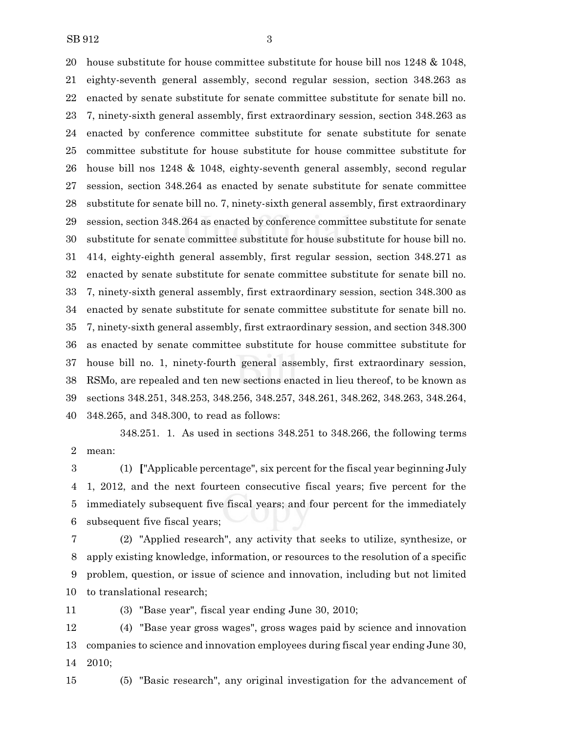house substitute for house committee substitute for house bill nos 1248 & 1048, eighty-seventh general assembly, second regular session, section 348.263 as enacted by senate substitute for senate committee substitute for senate bill no. 7, ninety-sixth general assembly, first extraordinary session, section 348.263 as enacted by conference committee substitute for senate substitute for senate committee substitute for house substitute for house committee substitute for house bill nos 1248 & 1048, eighty-seventh general assembly, second regular session, section 348.264 as enacted by senate substitute for senate committee substitute for senate bill no. 7, ninety-sixth general assembly, first extraordinary session, section 348.264 as enacted by conference committee substitute for senate substitute for senate committee substitute for house substitute for house bill no. 414, eighty-eighth general assembly, first regular session, section 348.271 as enacted by senate substitute for senate committee substitute for senate bill no. 7, ninety-sixth general assembly, first extraordinary session, section 348.300 as enacted by senate substitute for senate committee substitute for senate bill no. 7, ninety-sixth general assembly, first extraordinary session, and section 348.300 as enacted by senate committee substitute for house committee substitute for house bill no. 1, ninety-fourth general assembly, first extraordinary session, RSMo, are repealed and ten new sections enacted in lieu thereof, to be known as sections 348.251, 348.253, 348.256, 348.257, 348.261, 348.262, 348.263, 348.264, 348.265, and 348.300, to read as follows:

348.251. 1. As used in sections 348.251 to 348.266, the following terms mean:

(1) ["Applicable percentage", six percent for the fiscal year beginning July 1, 2012, and the next fourteen consecutive fiscal years; five percent for the immediately subsequent five fiscal years; and four percent for the immediately subsequent five fiscal years;

(2) "Applied research", any activity that seeks to utilize, synthesize, or apply existing knowledge, information, or resources to the resolution of a specific problem, question, or issue of science and innovation, including but not limited to translational research;

(3) "Base year", fiscal year ending June 30, 2010;

(4) "Base year gross wages", gross wages paid by science and innovation companies to science and innovation employees during fiscal year ending June 30, 2010;

(5) "Basic research", any original investigation for the advancement of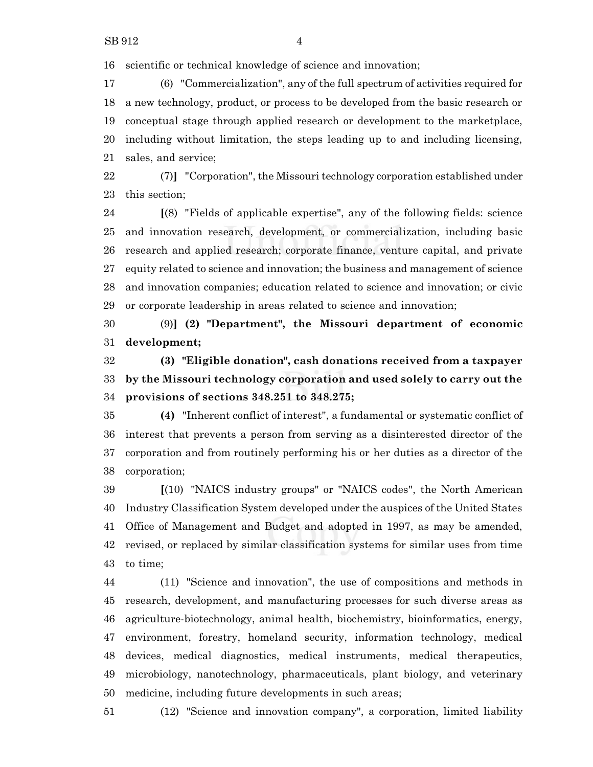scientific or technical knowledge of science and innovation;

(6) "Commercialization", any of the full spectrum of activities required for a new technology, product, or process to be developed from the basic research or conceptual stage through applied research or development to the marketplace, including without limitation, the steps leading up to and including licensing, sales, and service;

(7)] "Corporation", the Missouri technology corporation established under this section;

[(8) "Fields of applicable expertise", any of the following fields: science and innovation research, development, or commercialization, including basic research and applied research; corporate finance, venture capital, and private equity related to science and innovation; the business and management of science and innovation companies; education related to science and innovation; or civic or corporate leadership in areas related to science and innovation;

(9)] **(2) "Department", the Missouri department of economic development;**

**(3) "Eligible donation", cash donations received from a taxpayer by the Missouri technology corporation and used solely to carry out the provisions of sections 348.251 to 348.275;**

**(4)** "Inherent conflict of interest", a fundamental or systematic conflict of interest that prevents a person from serving as a disinterested director of the corporation and from routinely performing his or her duties as a director of the corporation;

[(10) "NAICS industry groups" or "NAICS codes", the North American Industry Classification System developed under the auspices of the United States Office of Management and Budget and adopted in 1997, as may be amended, revised, or replaced by similar classification systems for similar uses from time to time;

(11) "Science and innovation", the use of compositions and methods in research, development, and manufacturing processes for such diverse areas as agriculture-biotechnology, animal health, biochemistry, bioinformatics, energy, environment, forestry, homeland security, information technology, medical devices, medical diagnostics, medical instruments, medical therapeutics, microbiology, nanotechnology, pharmaceuticals, plant biology, and veterinary medicine, including future developments in such areas;

(12) "Science and innovation company", a corporation, limited liability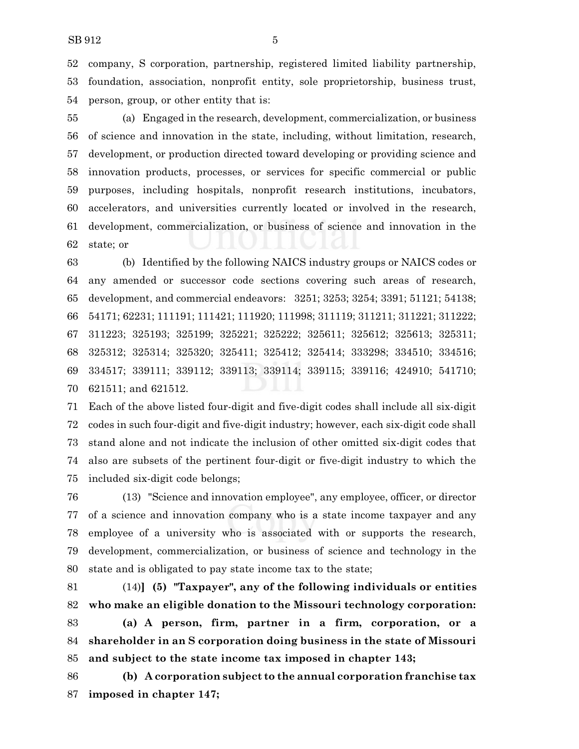company, S corporation, partnership, registered limited liability partnership, foundation, association, nonprofit entity, sole proprietorship, business trust, person, group, or other entity that is:

(a) Engaged in the research, development, commercialization, or business of science and innovation in the state, including, without limitation, research, development, or production directed toward developing or providing science and innovation products, processes, or services for specific commercial or public purposes, including hospitals, nonprofit research institutions, incubators, accelerators, and universities currently located or involved in the research, development, commercialization, or business of science and innovation in the state; or

(b) Identified by the following NAICS industry groups or NAICS codes or any amended or successor code sections covering such areas of research, development, and commercial endeavors: 3251; 3253; 3254; 3391; 51121; 54138; 54171; 62231; 111191; 111421; 111920; 111998; 311119; 311211; 311221; 311222; 311223; 325193; 325199; 325221; 325222; 325611; 325612; 325613; 325311; 325312; 325314; 325320; 325411; 325412; 325414; 333298; 334510; 334516; 334517; 339111; 339112; 339113; 339114; 339115; 339116; 424910; 541710; 621511; and 621512.

Each of the above listed four-digit and five-digit codes shall include all six-digit codes in such four-digit and five-digit industry; however, each six-digit code shall stand alone and not indicate the inclusion of other omitted six-digit codes that also are subsets of the pertinent four-digit or five-digit industry to which the included six-digit code belongs;

(13) "Science and innovation employee", any employee, officer, or director of a science and innovation company who is a state income taxpayer and any employee of a university who is associated with or supports the research, development, commercialization, or business of science and technology in the state and is obligated to pay state income tax to the state;

(14)**] (5) "Taxpayer", any of the following individuals or entities who make an eligible donation to the Missouri technology corporation:**

**(a) A person, firm, partner in a firm, corporation, or a shareholder in an S corporation doing business in the state of Missouri and subject to the state income tax imposed in chapter 143;**

**(b) A corporation subject to the annual corporation franchise tax imposed in chapter 147;**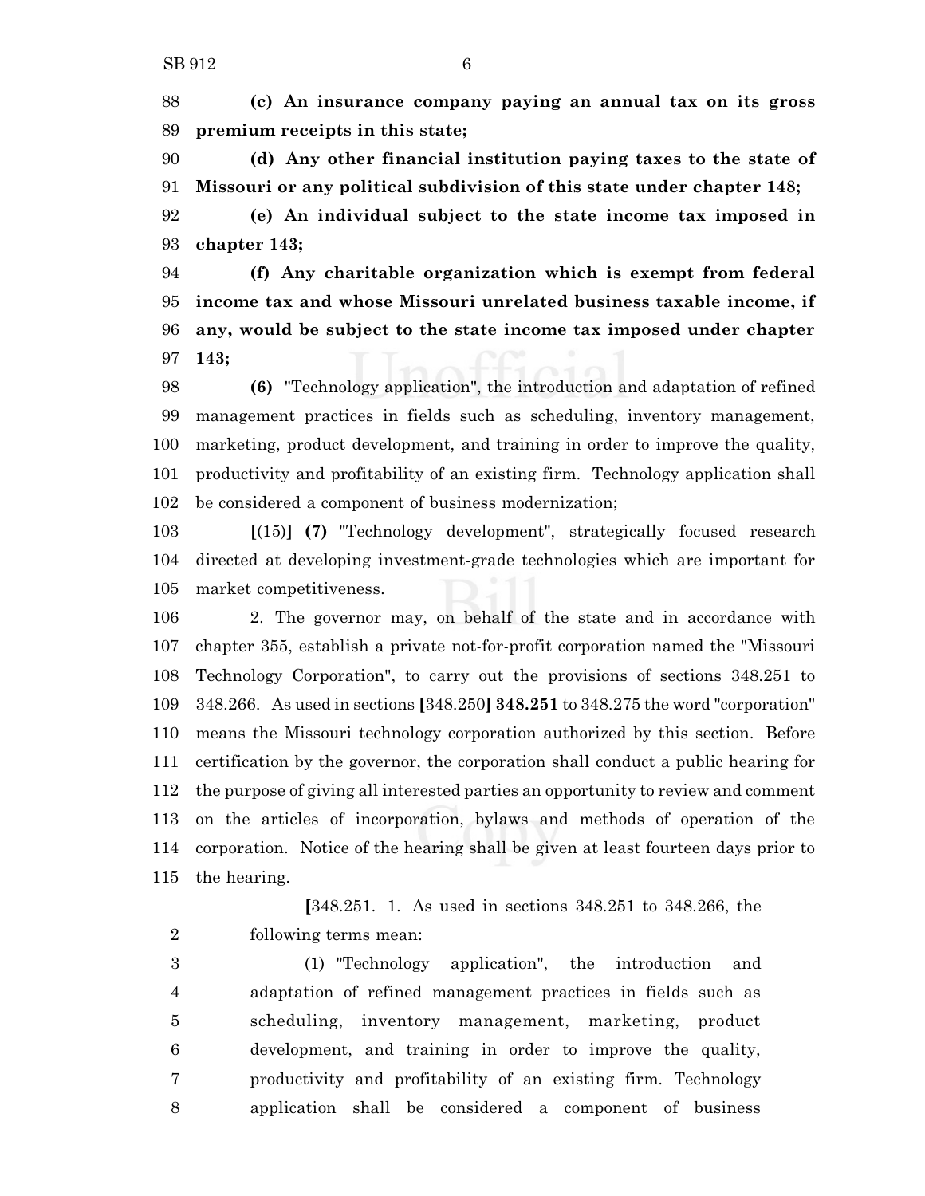**(c) An insurance company paying an annual tax on its gross premium receipts in this state;**

**(d) Any other financial institution paying taxes to the state of Missouri or any political subdivision of this state under chapter 148;**

**(e) An individual subject to the state income tax imposed in chapter 143;**

**(f) Any charitable organization which is exempt from federal income tax and whose Missouri unrelated business taxable income, if any, would be subject to the state income tax imposed under chapter 143;**

**(6)** "Technology application", the introduction and adaptation of refined management practices in fields such as scheduling, inventory management, marketing, product development, and training in order to improve the quality, productivity and profitability of an existing firm. Technology application shall be considered a component of business modernization;

**[**(15)**] (7)** "Technology development", strategically focused research directed at developing investment-grade technologies which are important for market competitiveness.

2. The governor may, on behalf of the state and in accordance with chapter 355, establish a private not-for-profit corporation named the "Missouri Technology Corporation", to carry out the provisions of sections 348.251 to 348.266. As used in sections **[**348.250**] 348.251** to 348.275 the word "corporation" means the Missouri technology corporation authorized by this section. Before certification by the governor, the corporation shall conduct a public hearing for the purpose of giving all interested parties an opportunity to review and comment on the articles of incorporation, bylaws and methods of operation of the corporation. Notice of the hearing shall be given at least fourteen days prior to the hearing.

> **[**348.251. 1. As used in sections 348.251 to 348.266, the following terms mean:
>
> (1) "Technology application", the introduction and adaptation of refined management practices in fields such as scheduling, inventory management, marketing, product development, and training in order to improve the quality, productivity and profitability of an existing firm. Technology application shall be considered a component of business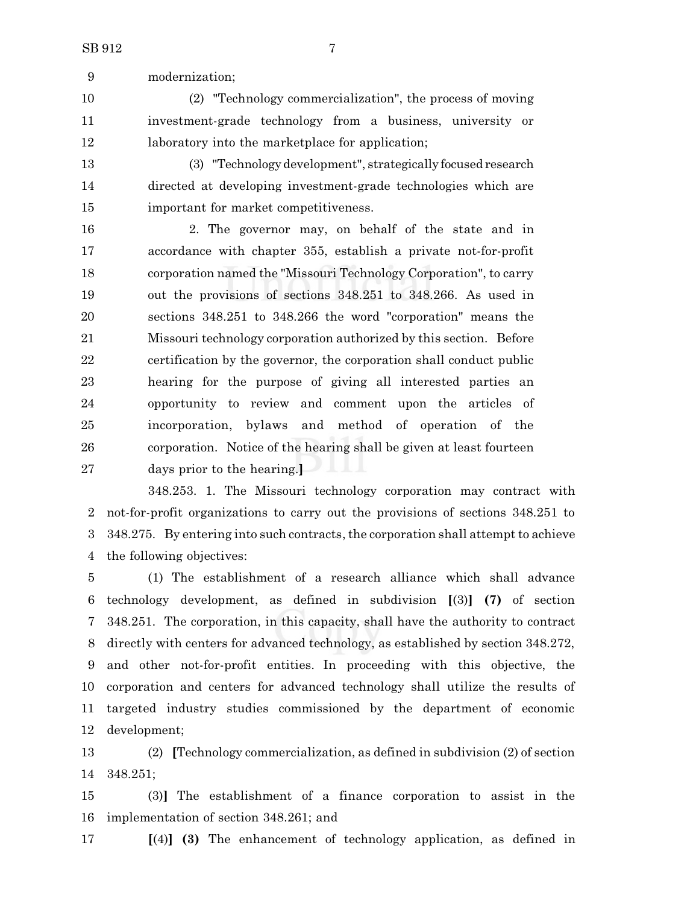modernization;

(2) "Technology commercialization", the process of moving investment-grade technology from a business, university or laboratory into the marketplace for application;

(3) "Technology development", strategically focused research directed at developing investment-grade technologies which are important for market competitiveness.

2. The governor may, on behalf of the state and in accordance with chapter 355, establish a private not-for-profit corporation named the "Missouri Technology Corporation", to carry out the provisions of sections 348.251 to 348.266. As used in sections 348.251 to 348.266 the word "corporation" means the Missouri technology corporation authorized by this section. Before certification by the governor, the corporation shall conduct public hearing for the purpose of giving all interested parties an opportunity to review and comment upon the articles of incorporation, bylaws and method of operation of the corporation. Notice of the hearing shall be given at least fourteen days prior to the hearing.**]**

348.253. 1. The Missouri technology corporation may contract with not-for-profit organizations to carry out the provisions of sections 348.251 to 348.275. By entering into such contracts, the corporation shall attempt to achieve the following objectives:

(1) The establishment of a research alliance which shall advance technology development, as defined in subdivision **[**(3)**]** **(7)** of section 348.251. The corporation, in this capacity, shall have the authority to contract directly with centers for advanced technology, as established by section 348.272, and other not-for-profit entities. In proceeding with this objective, the corporation and centers for advanced technology shall utilize the results of targeted industry studies commissioned by the department of economic development;

(2) **[**Technology commercialization, as defined in subdivision (2) of section 348.251;

(3)**]** The establishment of a finance corporation to assist in the implementation of section 348.261; and

**[**(4)**]** **(3)** The enhancement of technology application, as defined in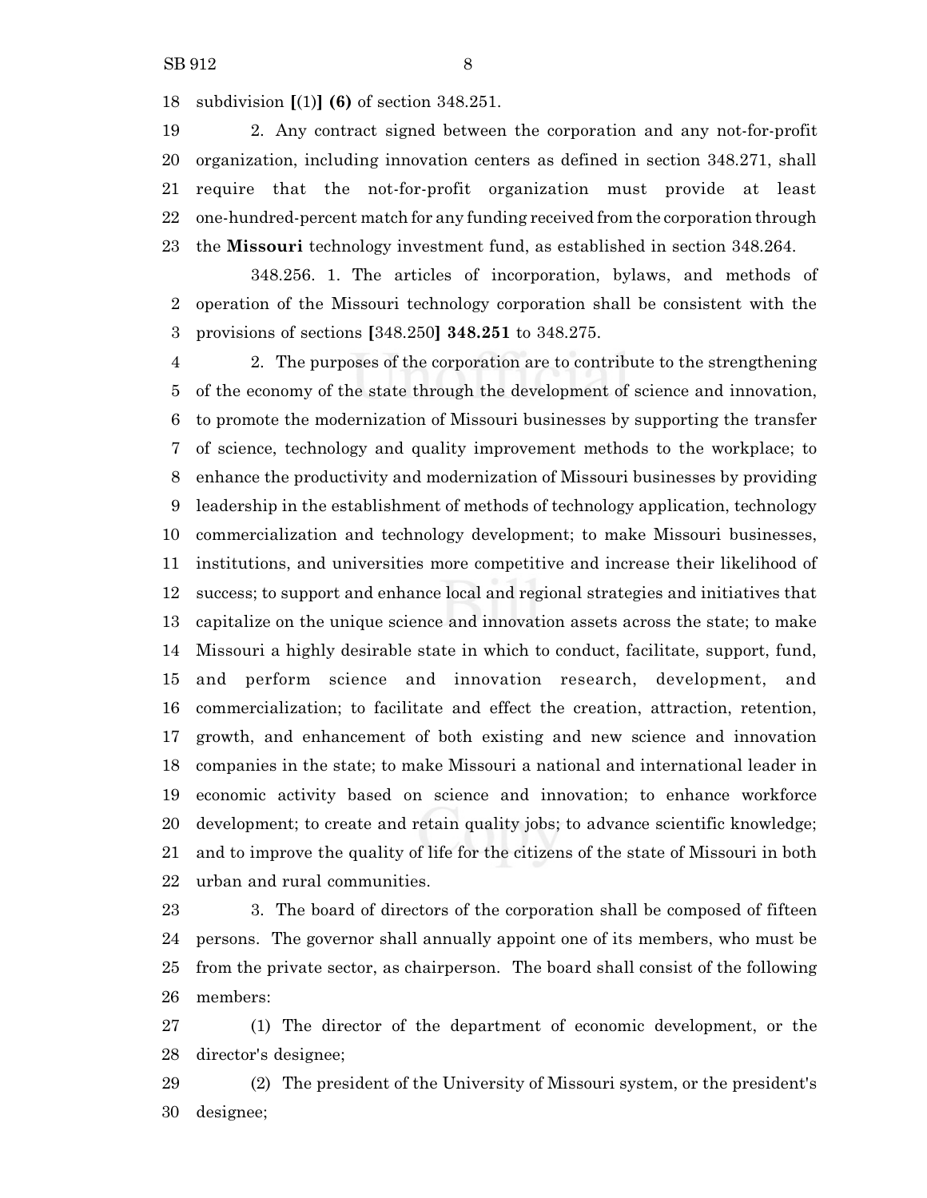subdivision [(1)] **(6)** of section 348.251.

2. Any contract signed between the corporation and any not-for-profit organization, including innovation centers as defined in section 348.271, shall require that the not-for-profit organization must provide at least one-hundred-percent match for any funding received from the corporation through the **Missouri** technology investment fund, as established in section 348.264.

348.256. 1. The articles of incorporation, bylaws, and methods of operation of the Missouri technology corporation shall be consistent with the provisions of sections [348.250] **348.251** to 348.275.

2. The purposes of the corporation are to contribute to the strengthening of the economy of the state through the development of science and innovation, to promote the modernization of Missouri businesses by supporting the transfer of science, technology and quality improvement methods to the workplace; to enhance the productivity and modernization of Missouri businesses by providing leadership in the establishment of methods of technology application, technology commercialization and technology development; to make Missouri businesses, institutions, and universities more competitive and increase their likelihood of success; to support and enhance local and regional strategies and initiatives that capitalize on the unique science and innovation assets across the state; to make Missouri a highly desirable state in which to conduct, facilitate, support, fund, and perform science and innovation research, development, and commercialization; to facilitate and effect the creation, attraction, retention, growth, and enhancement of both existing and new science and innovation companies in the state; to make Missouri a national and international leader in economic activity based on science and innovation; to enhance workforce development; to create and retain quality jobs; to advance scientific knowledge; and to improve the quality of life for the citizens of the state of Missouri in both urban and rural communities.

3. The board of directors of the corporation shall be composed of fifteen persons. The governor shall annually appoint one of its members, who must be from the private sector, as chairperson. The board shall consist of the following members:

(1) The director of the department of economic development, or the director's designee;

(2) The president of the University of Missouri system, or the president's designee;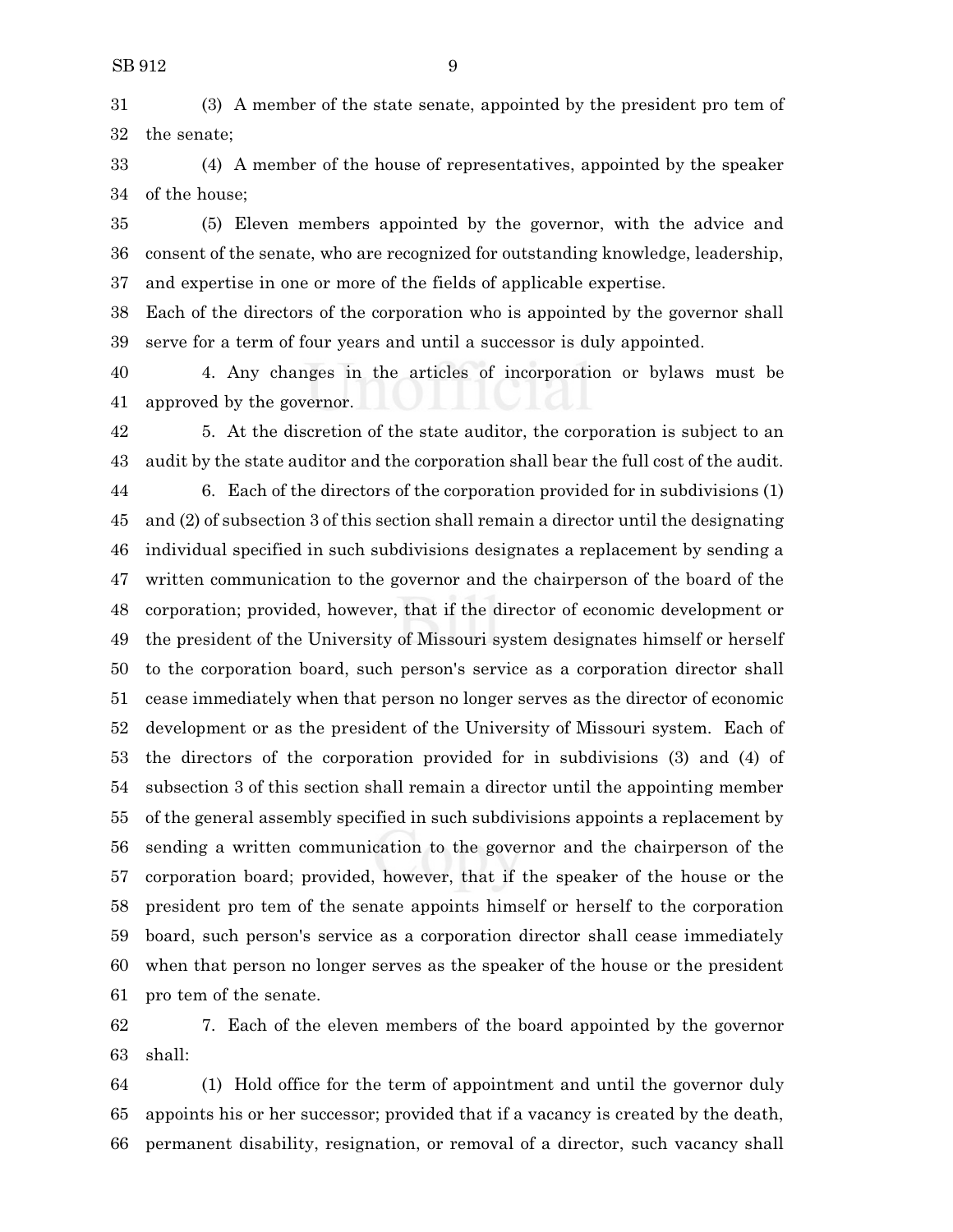(3) A member of the state senate, appointed by the president pro tem of the senate;

(4) A member of the house of representatives, appointed by the speaker of the house;

(5) Eleven members appointed by the governor, with the advice and consent of the senate, who are recognized for outstanding knowledge, leadership, and expertise in one or more of the fields of applicable expertise.

Each of the directors of the corporation who is appointed by the governor shall serve for a term of four years and until a successor is duly appointed.

4. Any changes in the articles of incorporation or bylaws must be approved by the governor.

5. At the discretion of the state auditor, the corporation is subject to an audit by the state auditor and the corporation shall bear the full cost of the audit.

6. Each of the directors of the corporation provided for in subdivisions (1) and (2) of subsection 3 of this section shall remain a director until the designating individual specified in such subdivisions designates a replacement by sending a written communication to the governor and the chairperson of the board of the corporation; provided, however, that if the director of economic development or the president of the University of Missouri system designates himself or herself to the corporation board, such person's service as a corporation director shall cease immediately when that person no longer serves as the director of economic development or as the president of the University of Missouri system. Each of the directors of the corporation provided for in subdivisions (3) and (4) of subsection 3 of this section shall remain a director until the appointing member of the general assembly specified in such subdivisions appoints a replacement by sending a written communication to the governor and the chairperson of the corporation board; provided, however, that if the speaker of the house or the president pro tem of the senate appoints himself or herself to the corporation board, such person's service as a corporation director shall cease immediately when that person no longer serves as the speaker of the house or the president pro tem of the senate.

7. Each of the eleven members of the board appointed by the governor shall:

(1) Hold office for the term of appointment and until the governor duly appoints his or her successor; provided that if a vacancy is created by the death, permanent disability, resignation, or removal of a director, such vacancy shall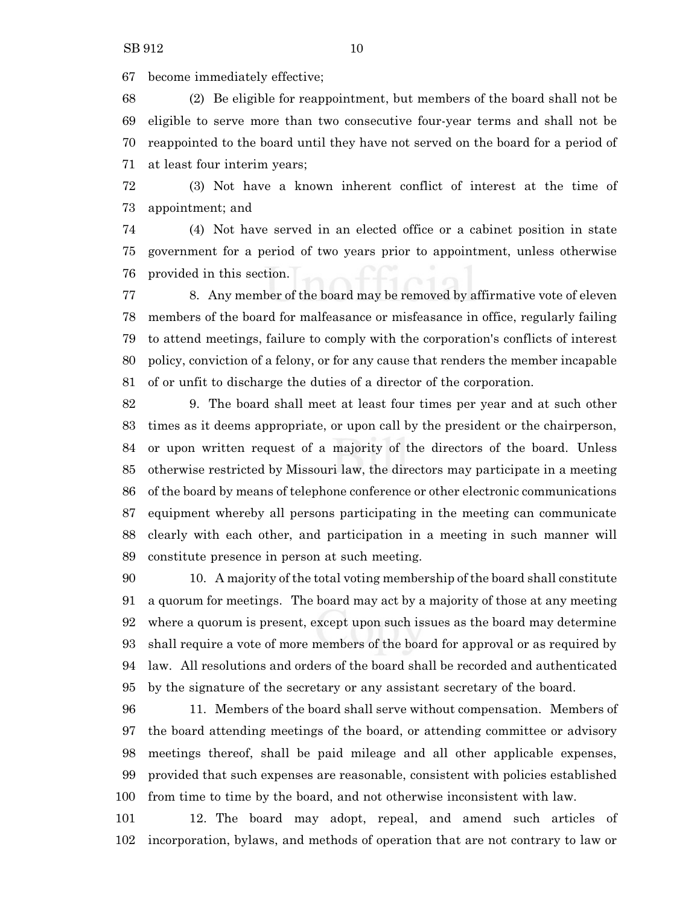become immediately effective;

(2) Be eligible for reappointment, but members of the board shall not be eligible to serve more than two consecutive four-year terms and shall not be reappointed to the board until they have not served on the board for a period of at least four interim years;

(3) Not have a known inherent conflict of interest at the time of appointment; and

(4) Not have served in an elected office or a cabinet position in state government for a period of two years prior to appointment, unless otherwise provided in this section.

8. Any member of the board may be removed by affirmative vote of eleven members of the board for malfeasance or misfeasance in office, regularly failing to attend meetings, failure to comply with the corporation's conflicts of interest policy, conviction of a felony, or for any cause that renders the member incapable of or unfit to discharge the duties of a director of the corporation.

9. The board shall meet at least four times per year and at such other times as it deems appropriate, or upon call by the president or the chairperson, or upon written request of a majority of the directors of the board. Unless otherwise restricted by Missouri law, the directors may participate in a meeting of the board by means of telephone conference or other electronic communications equipment whereby all persons participating in the meeting can communicate clearly with each other, and participation in a meeting in such manner will constitute presence in person at such meeting.

10. A majority of the total voting membership of the board shall constitute a quorum for meetings. The board may act by a majority of those at any meeting where a quorum is present, except upon such issues as the board may determine shall require a vote of more members of the board for approval or as required by law. All resolutions and orders of the board shall be recorded and authenticated by the signature of the secretary or any assistant secretary of the board.

11. Members of the board shall serve without compensation. Members of the board attending meetings of the board, or attending committee or advisory meetings thereof, shall be paid mileage and all other applicable expenses, provided that such expenses are reasonable, consistent with policies established from time to time by the board, and not otherwise inconsistent with law.

12. The board may adopt, repeal, and amend such articles of incorporation, bylaws, and methods of operation that are not contrary to law or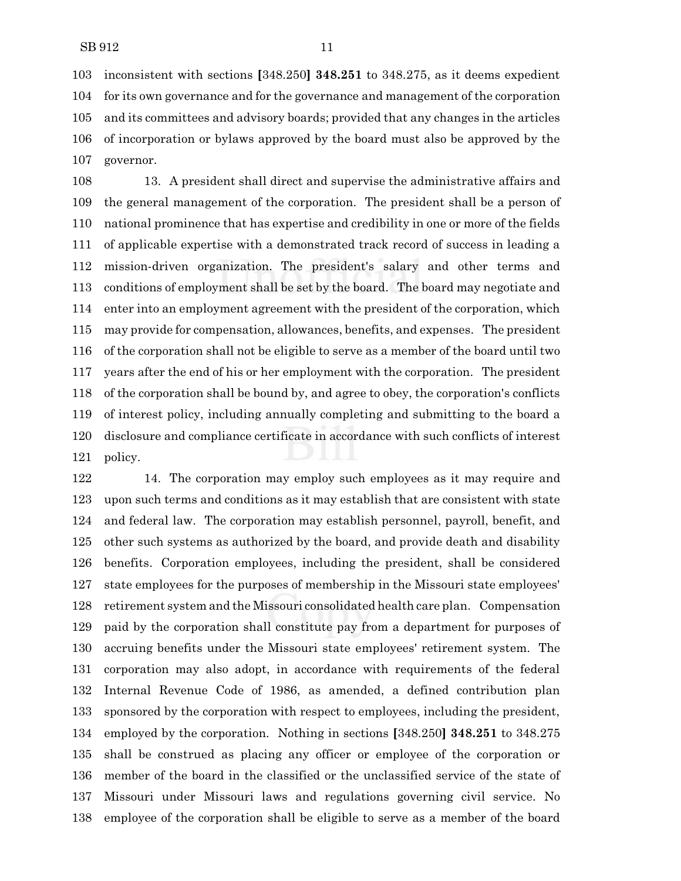inconsistent with sections [348.250] **348.251** to 348.275, as it deems expedient for its own governance and for the governance and management of the corporation and its committees and advisory boards; provided that any changes in the articles of incorporation or bylaws approved by the board must also be approved by the governor.

13. A president shall direct and supervise the administrative affairs and the general management of the corporation. The president shall be a person of national prominence that has expertise and credibility in one or more of the fields of applicable expertise with a demonstrated track record of success in leading a mission-driven organization. The president's salary and other terms and conditions of employment shall be set by the board. The board may negotiate and enter into an employment agreement with the president of the corporation, which may provide for compensation, allowances, benefits, and expenses. The president of the corporation shall not be eligible to serve as a member of the board until two years after the end of his or her employment with the corporation. The president of the corporation shall be bound by, and agree to obey, the corporation's conflicts of interest policy, including annually completing and submitting to the board a disclosure and compliance certificate in accordance with such conflicts of interest policy.

14. The corporation may employ such employees as it may require and upon such terms and conditions as it may establish that are consistent with state and federal law. The corporation may establish personnel, payroll, benefit, and other such systems as authorized by the board, and provide death and disability benefits. Corporation employees, including the president, shall be considered state employees for the purposes of membership in the Missouri state employees' retirement system and the Missouri consolidated health care plan. Compensation paid by the corporation shall constitute pay from a department for purposes of accruing benefits under the Missouri state employees' retirement system. The corporation may also adopt, in accordance with requirements of the federal Internal Revenue Code of 1986, as amended, a defined contribution plan sponsored by the corporation with respect to employees, including the president, employed by the corporation. Nothing in sections [348.250] **348.251** to 348.275 shall be construed as placing any officer or employee of the corporation or member of the board in the classified or the unclassified service of the state of Missouri under Missouri laws and regulations governing civil service. No employee of the corporation shall be eligible to serve as a member of the board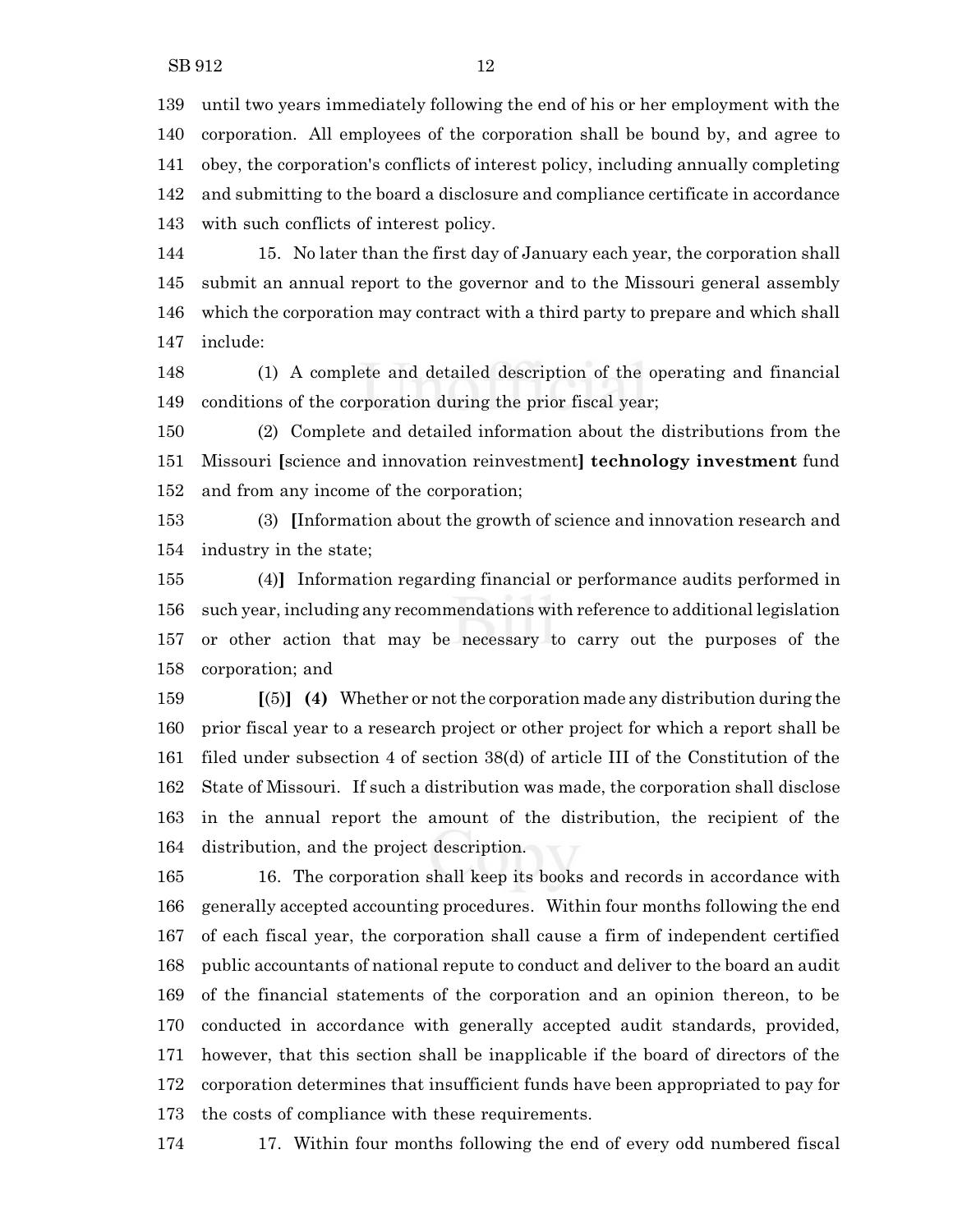139 until two years immediately following the end of his or her employment with the
140 corporation. All employees of the corporation shall be bound by, and agree to
141 obey, the corporation's conflicts of interest policy, including annually completing
142 and submitting to the board a disclosure and compliance certificate in accordance
143 with such conflicts of interest policy.

144 15. No later than the first day of January each year, the corporation shall
145 submit an annual report to the governor and to the Missouri general assembly
146 which the corporation may contract with a third party to prepare and which shall
147 include:

148 (1) A complete and detailed description of the operating and financial
149 conditions of the corporation during the prior fiscal year;

150 (2) Complete and detailed information about the distributions from the
151 Missouri [science and innovation reinvestment] **technology investment** fund
152 and from any income of the corporation;

153 (3) [Information about the growth of science and innovation research and
154 industry in the state;

155 (4)] Information regarding financial or performance audits performed in
156 such year, including any recommendations with reference to additional legislation
157 or other action that may be necessary to carry out the purposes of the
158 corporation; and

159 [(5)] **(4)** Whether or not the corporation made any distribution during the
160 prior fiscal year to a research project or other project for which a report shall be
161 filed under subsection 4 of section 38(d) of article III of the Constitution of the
162 State of Missouri. If such a distribution was made, the corporation shall disclose
163 in the annual report the amount of the distribution, the recipient of the
164 distribution, and the project description.

165 16. The corporation shall keep its books and records in accordance with
166 generally accepted accounting procedures. Within four months following the end
167 of each fiscal year, the corporation shall cause a firm of independent certified
168 public accountants of national repute to conduct and deliver to the board an audit
169 of the financial statements of the corporation and an opinion thereon, to be
170 conducted in accordance with generally accepted audit standards, provided,
171 however, that this section shall be inapplicable if the board of directors of the
172 corporation determines that insufficient funds have been appropriated to pay for
173 the costs of compliance with these requirements.

174 17. Within four months following the end of every odd numbered fiscal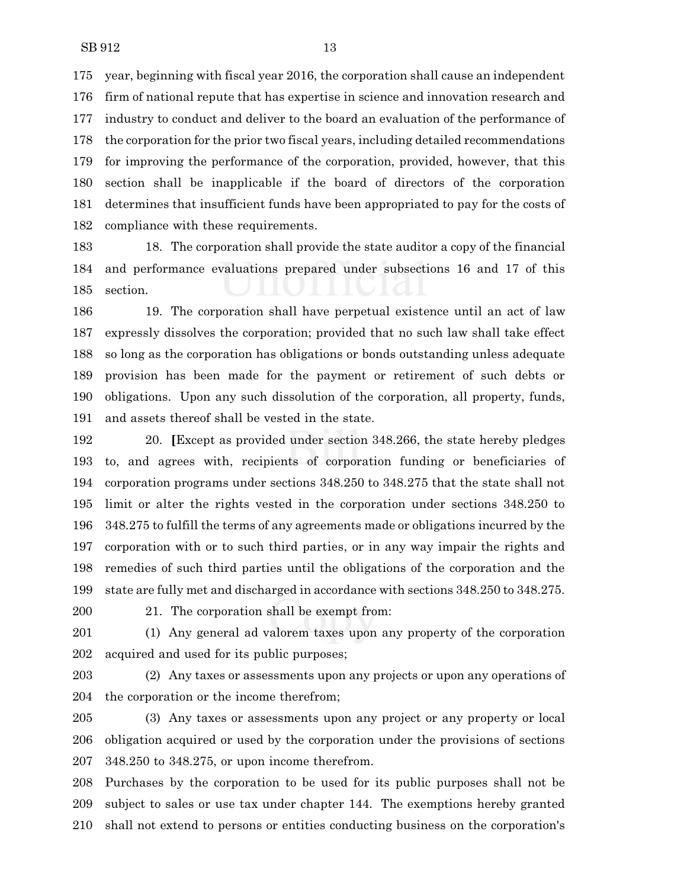year, beginning with fiscal year 2016, the corporation shall cause an independent firm of national repute that has expertise in science and innovation research and industry to conduct and deliver to the board an evaluation of the performance of the corporation for the prior two fiscal years, including detailed recommendations for improving the performance of the corporation, provided, however, that this section shall be inapplicable if the board of directors of the corporation determines that insufficient funds have been appropriated to pay for the costs of compliance with these requirements.

18. The corporation shall provide the state auditor a copy of the financial and performance evaluations prepared under subsections 16 and 17 of this section.

19. The corporation shall have perpetual existence until an act of law expressly dissolves the corporation; provided that no such law shall take effect so long as the corporation has obligations or bonds outstanding unless adequate provision has been made for the payment or retirement of such debts or obligations. Upon any such dissolution of the corporation, all property, funds, and assets thereof shall be vested in the state.

20. **[**Except as provided under section 348.266, the state hereby pledges to, and agrees with, recipients of corporation funding or beneficiaries of corporation programs under sections 348.250 to 348.275 that the state shall not limit or alter the rights vested in the corporation under sections 348.250 to 348.275 to fulfill the terms of any agreements made or obligations incurred by the corporation with or to such third parties, or in any way impair the rights and remedies of such third parties until the obligations of the corporation and the state are fully met and discharged in accordance with sections 348.250 to 348.275.

21. The corporation shall be exempt from:

(1) Any general ad valorem taxes upon any property of the corporation acquired and used for its public purposes;

(2) Any taxes or assessments upon any projects or upon any operations of the corporation or the income therefrom;

(3) Any taxes or assessments upon any project or any property or local obligation acquired or used by the corporation under the provisions of sections 348.250 to 348.275, or upon income therefrom.

Purchases by the corporation to be used for its public purposes shall not be subject to sales or use tax under chapter 144. The exemptions hereby granted shall not extend to persons or entities conducting business on the corporation's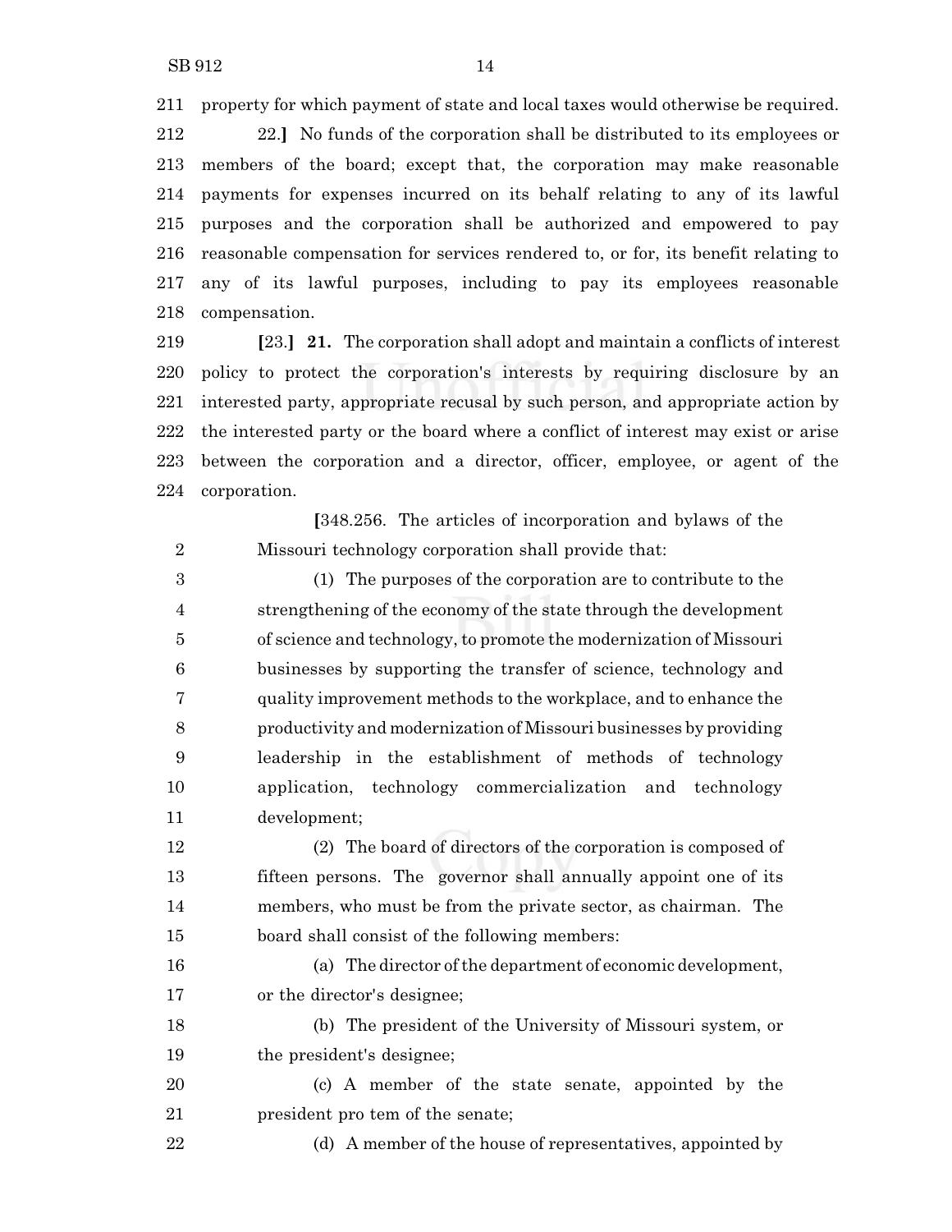property for which payment of state and local taxes would otherwise be required.

22.] No funds of the corporation shall be distributed to its employees or members of the board; except that, the corporation may make reasonable payments for expenses incurred on its behalf relating to any of its lawful purposes and the corporation shall be authorized and empowered to pay reasonable compensation for services rendered to, or for, its benefit relating to any of its lawful purposes, including to pay its employees reasonable compensation.

**[**23.**]** **21.** The corporation shall adopt and maintain a conflicts of interest policy to protect the corporation's interests by requiring disclosure by an interested party, appropriate recusal by such person, and appropriate action by the interested party or the board where a conflict of interest may exist or arise between the corporation and a director, officer, employee, or agent of the corporation.

**[**348.256. The articles of incorporation and bylaws of the Missouri technology corporation shall provide that:

(1) The purposes of the corporation are to contribute to the strengthening of the economy of the state through the development of science and technology, to promote the modernization of Missouri businesses by supporting the transfer of science, technology and quality improvement methods to the workplace, and to enhance the productivity and modernization of Missouri businesses by providing leadership in the establishment of methods of technology application, technology commercialization and technology development;

(2) The board of directors of the corporation is composed of fifteen persons. The governor shall annually appoint one of its members, who must be from the private sector, as chairman. The board shall consist of the following members:

(a) The director of the department of economic development, or the director's designee;

(b) The president of the University of Missouri system, or the president's designee;

(c) A member of the state senate, appointed by the president pro tem of the senate;

(d) A member of the house of representatives, appointed by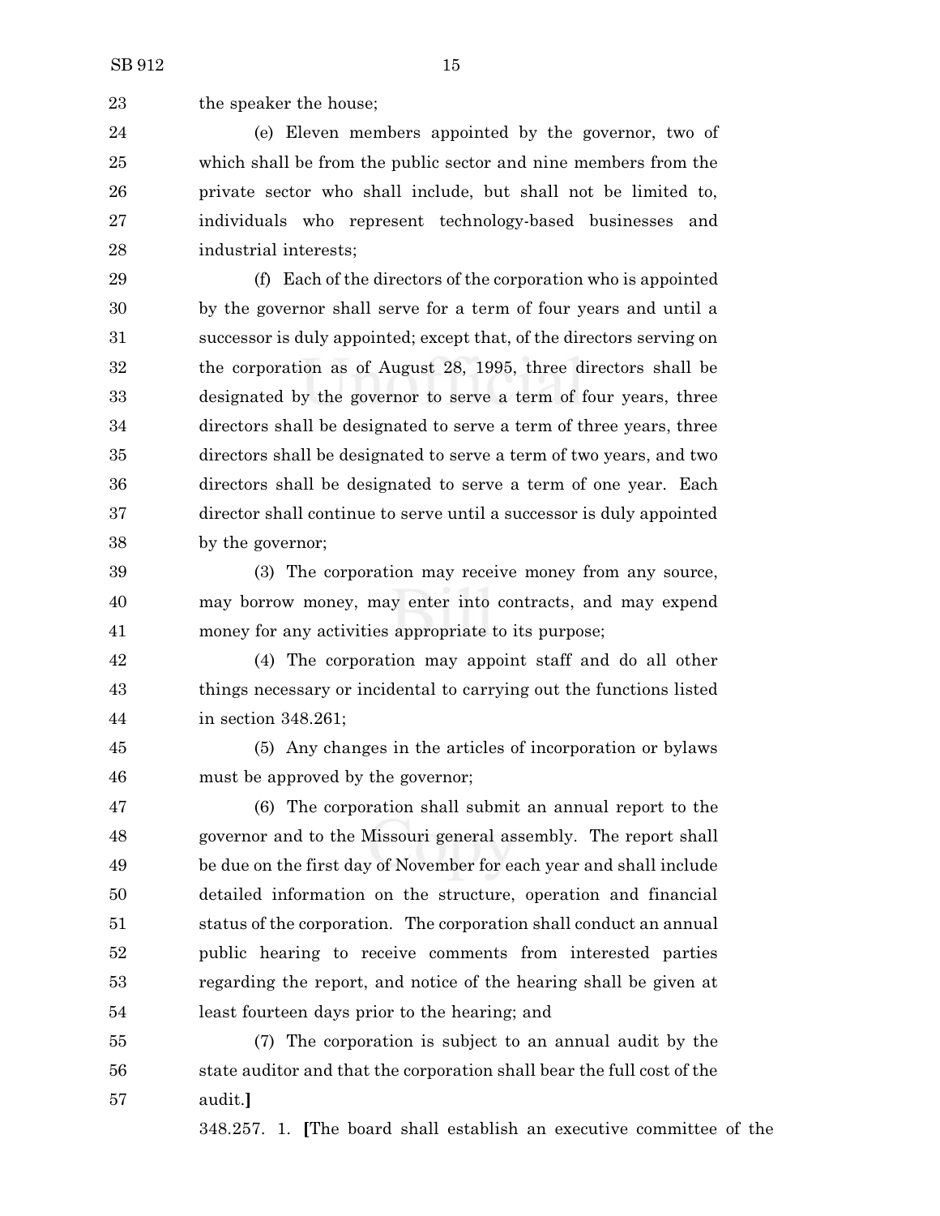the speaker the house;

(e) Eleven members appointed by the governor, two of which shall be from the public sector and nine members from the private sector who shall include, but shall not be limited to, individuals who represent technology-based businesses and industrial interests;

(f) Each of the directors of the corporation who is appointed by the governor shall serve for a term of four years and until a successor is duly appointed; except that, of the directors serving on the corporation as of August 28, 1995, three directors shall be designated by the governor to serve a term of four years, three directors shall be designated to serve a term of three years, three directors shall be designated to serve a term of two years, and two directors shall be designated to serve a term of one year. Each director shall continue to serve until a successor is duly appointed by the governor;

(3) The corporation may receive money from any source, may borrow money, may enter into contracts, and may expend money for any activities appropriate to its purpose;

(4) The corporation may appoint staff and do all other things necessary or incidental to carrying out the functions listed in section 348.261;

(5) Any changes in the articles of incorporation or bylaws must be approved by the governor;

(6) The corporation shall submit an annual report to the governor and to the Missouri general assembly. The report shall be due on the first day of November for each year and shall include detailed information on the structure, operation and financial status of the corporation. The corporation shall conduct an annual public hearing to receive comments from interested parties regarding the report, and notice of the hearing shall be given at least fourteen days prior to the hearing; and

(7) The corporation is subject to an annual audit by the state auditor and that the corporation shall bear the full cost of the audit.**]**

348.257. 1. **[**The board shall establish an executive committee of the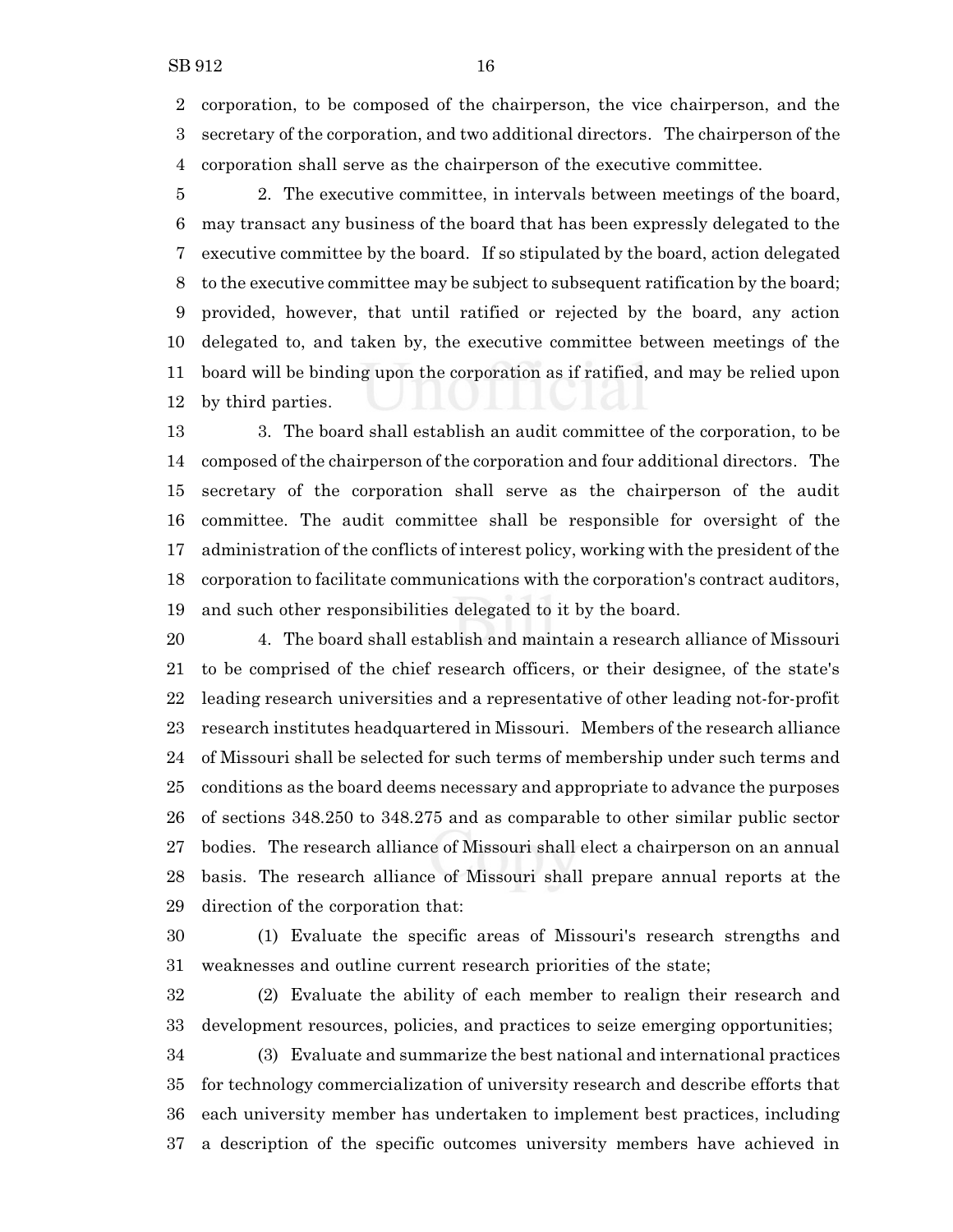corporation, to be composed of the chairperson, the vice chairperson, and the secretary of the corporation, and two additional directors. The chairperson of the corporation shall serve as the chairperson of the executive committee.

2. The executive committee, in intervals between meetings of the board, may transact any business of the board that has been expressly delegated to the executive committee by the board. If so stipulated by the board, action delegated to the executive committee may be subject to subsequent ratification by the board; provided, however, that until ratified or rejected by the board, any action delegated to, and taken by, the executive committee between meetings of the board will be binding upon the corporation as if ratified, and may be relied upon by third parties.

3. The board shall establish an audit committee of the corporation, to be composed of the chairperson of the corporation and four additional directors. The secretary of the corporation shall serve as the chairperson of the audit committee. The audit committee shall be responsible for oversight of the administration of the conflicts of interest policy, working with the president of the corporation to facilitate communications with the corporation's contract auditors, and such other responsibilities delegated to it by the board.

4. The board shall establish and maintain a research alliance of Missouri to be comprised of the chief research officers, or their designee, of the state's leading research universities and a representative of other leading not-for-profit research institutes headquartered in Missouri. Members of the research alliance of Missouri shall be selected for such terms of membership under such terms and conditions as the board deems necessary and appropriate to advance the purposes of sections 348.250 to 348.275 and as comparable to other similar public sector bodies. The research alliance of Missouri shall elect a chairperson on an annual basis. The research alliance of Missouri shall prepare annual reports at the direction of the corporation that:

(1) Evaluate the specific areas of Missouri's research strengths and weaknesses and outline current research priorities of the state;

(2) Evaluate the ability of each member to realign their research and development resources, policies, and practices to seize emerging opportunities;

(3) Evaluate and summarize the best national and international practices for technology commercialization of university research and describe efforts that each university member has undertaken to implement best practices, including a description of the specific outcomes university members have achieved in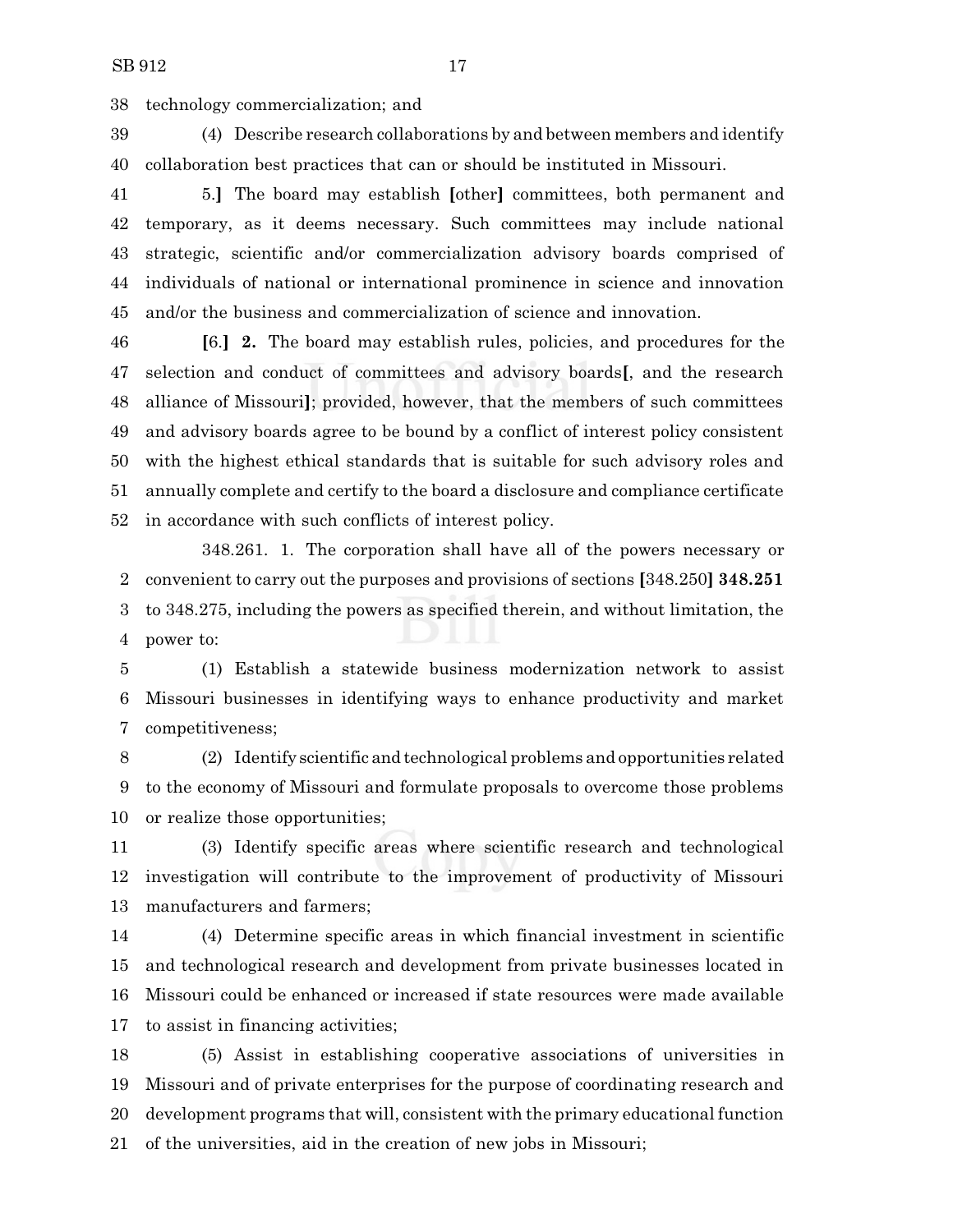technology commercialization; and

(4) Describe research collaborations by and between members and identify collaboration best practices that can or should be instituted in Missouri.

5.] The board may establish [other] committees, both permanent and temporary, as it deems necessary. Such committees may include national strategic, scientific and/or commercialization advisory boards comprised of individuals of national or international prominence in science and innovation and/or the business and commercialization of science and innovation.

[6.] **2.** The board may establish rules, policies, and procedures for the selection and conduct of committees and advisory boards[, and the research alliance of Missouri]; provided, however, that the members of such committees and advisory boards agree to be bound by a conflict of interest policy consistent with the highest ethical standards that is suitable for such advisory roles and annually complete and certify to the board a disclosure and compliance certificate in accordance with such conflicts of interest policy.

348.261. 1. The corporation shall have all of the powers necessary or convenient to carry out the purposes and provisions of sections [348.250] **348.251** to 348.275, including the powers as specified therein, and without limitation, the power to:

(1) Establish a statewide business modernization network to assist Missouri businesses in identifying ways to enhance productivity and market competitiveness;

(2) Identify scientific and technological problems and opportunities related to the economy of Missouri and formulate proposals to overcome those problems or realize those opportunities;

(3) Identify specific areas where scientific research and technological investigation will contribute to the improvement of productivity of Missouri manufacturers and farmers;

(4) Determine specific areas in which financial investment in scientific and technological research and development from private businesses located in Missouri could be enhanced or increased if state resources were made available to assist in financing activities;

(5) Assist in establishing cooperative associations of universities in Missouri and of private enterprises for the purpose of coordinating research and development programs that will, consistent with the primary educational function of the universities, aid in the creation of new jobs in Missouri;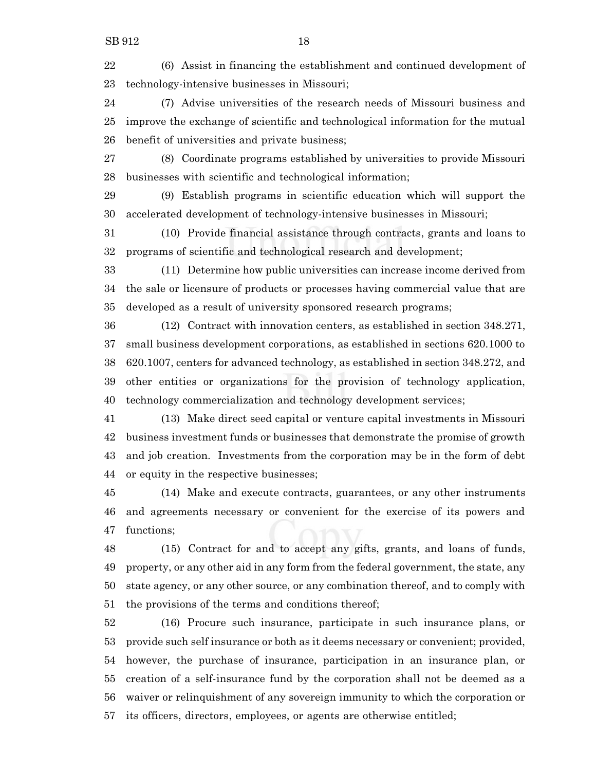(6) Assist in financing the establishment and continued development of technology-intensive businesses in Missouri;

(7) Advise universities of the research needs of Missouri business and improve the exchange of scientific and technological information for the mutual benefit of universities and private business;

(8) Coordinate programs established by universities to provide Missouri businesses with scientific and technological information;

(9) Establish programs in scientific education which will support the accelerated development of technology-intensive businesses in Missouri;

(10) Provide financial assistance through contracts, grants and loans to programs of scientific and technological research and development;

(11) Determine how public universities can increase income derived from the sale or licensure of products or processes having commercial value that are developed as a result of university sponsored research programs;

(12) Contract with innovation centers, as established in section 348.271, small business development corporations, as established in sections 620.1000 to 620.1007, centers for advanced technology, as established in section 348.272, and other entities or organizations for the provision of technology application, technology commercialization and technology development services;

(13) Make direct seed capital or venture capital investments in Missouri business investment funds or businesses that demonstrate the promise of growth and job creation. Investments from the corporation may be in the form of debt or equity in the respective businesses;

(14) Make and execute contracts, guarantees, or any other instruments and agreements necessary or convenient for the exercise of its powers and functions;

(15) Contract for and to accept any gifts, grants, and loans of funds, property, or any other aid in any form from the federal government, the state, any state agency, or any other source, or any combination thereof, and to comply with the provisions of the terms and conditions thereof;

(16) Procure such insurance, participate in such insurance plans, or provide such self insurance or both as it deems necessary or convenient; provided, however, the purchase of insurance, participation in an insurance plan, or creation of a self-insurance fund by the corporation shall not be deemed as a waiver or relinquishment of any sovereign immunity to which the corporation or its officers, directors, employees, or agents are otherwise entitled;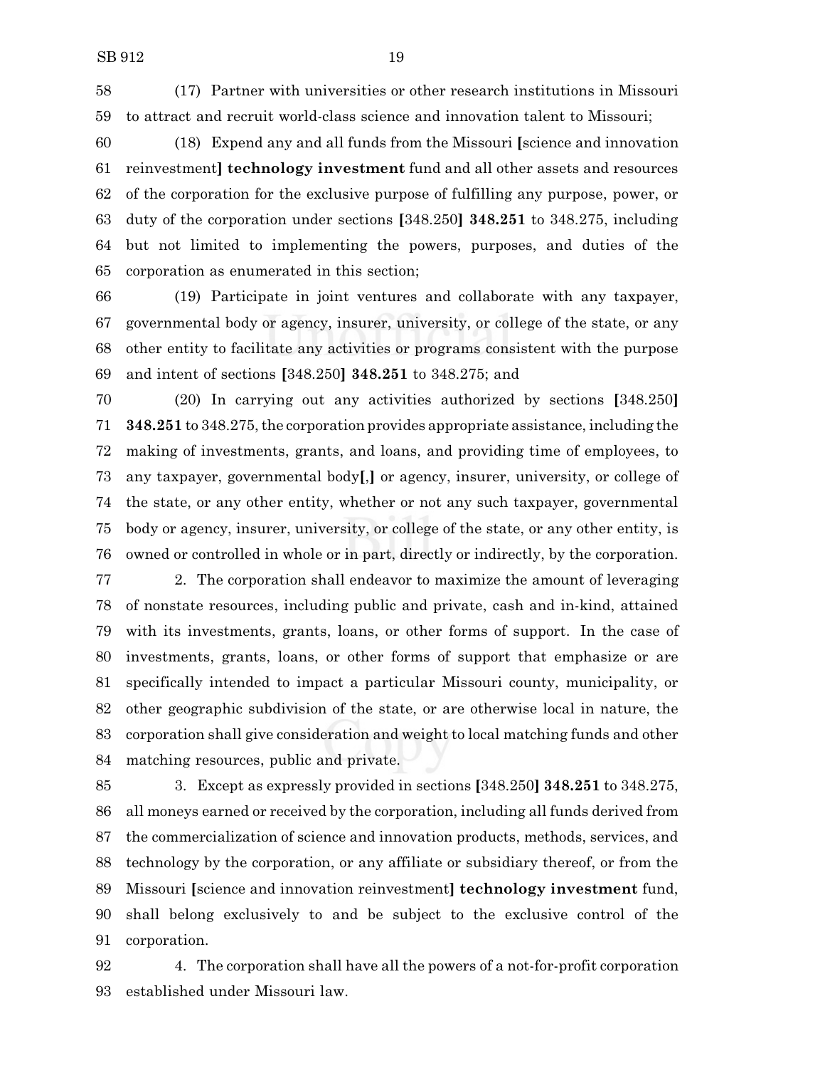(17) Partner with universities or other research institutions in Missouri to attract and recruit world-class science and innovation talent to Missouri;

(18) Expend any and all funds from the Missouri [science and innovation reinvestment] **technology investment** fund and all other assets and resources of the corporation for the exclusive purpose of fulfilling any purpose, power, or duty of the corporation under sections [348.250] **348.251** to 348.275, including but not limited to implementing the powers, purposes, and duties of the corporation as enumerated in this section;

(19) Participate in joint ventures and collaborate with any taxpayer, governmental body or agency, insurer, university, or college of the state, or any other entity to facilitate any activities or programs consistent with the purpose and intent of sections [348.250] **348.251** to 348.275; and

(20) In carrying out any activities authorized by sections [348.250] **348.251** to 348.275, the corporation provides appropriate assistance, including the making of investments, grants, and loans, and providing time of employees, to any taxpayer, governmental body[,] or agency, insurer, university, or college of the state, or any other entity, whether or not any such taxpayer, governmental body or agency, insurer, university, or college of the state, or any other entity, is owned or controlled in whole or in part, directly or indirectly, by the corporation.

2. The corporation shall endeavor to maximize the amount of leveraging of nonstate resources, including public and private, cash and in-kind, attained with its investments, grants, loans, or other forms of support. In the case of investments, grants, loans, or other forms of support that emphasize or are specifically intended to impact a particular Missouri county, municipality, or other geographic subdivision of the state, or are otherwise local in nature, the corporation shall give consideration and weight to local matching funds and other matching resources, public and private.

3. Except as expressly provided in sections [348.250] **348.251** to 348.275, all moneys earned or received by the corporation, including all funds derived from the commercialization of science and innovation products, methods, services, and technology by the corporation, or any affiliate or subsidiary thereof, or from the Missouri [science and innovation reinvestment] **technology investment** fund, shall belong exclusively to and be subject to the exclusive control of the corporation.

4. The corporation shall have all the powers of a not-for-profit corporation established under Missouri law.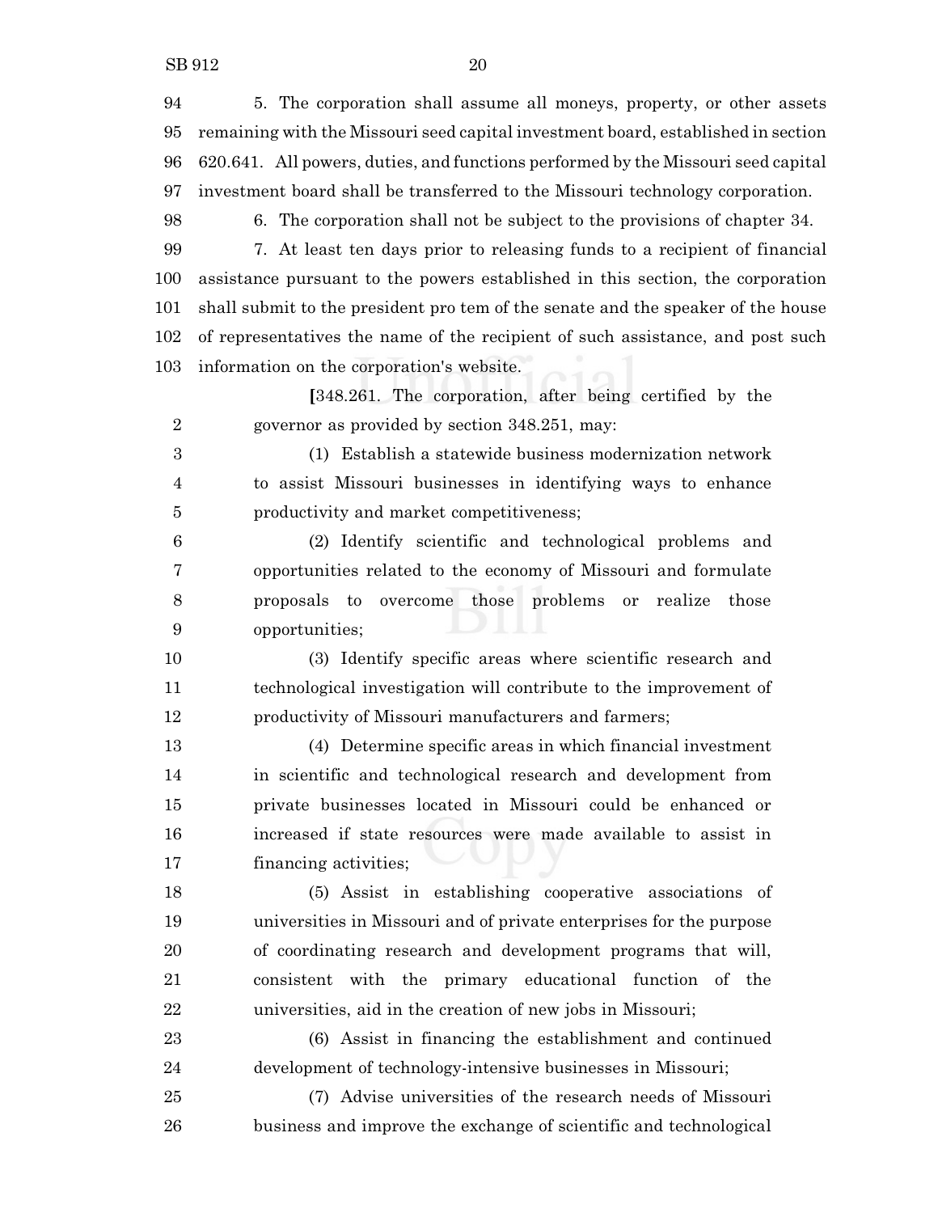5. The corporation shall assume all moneys, property, or other assets remaining with the Missouri seed capital investment board, established in section 620.641. All powers, duties, and functions performed by the Missouri seed capital investment board shall be transferred to the Missouri technology corporation.

6. The corporation shall not be subject to the provisions of chapter 34.

7. At least ten days prior to releasing funds to a recipient of financial assistance pursuant to the powers established in this section, the corporation shall submit to the president pro tem of the senate and the speaker of the house of representatives the name of the recipient of such assistance, and post such information on the corporation's website.

> [348.261. The corporation, after being certified by the governor as provided by section 348.251, may:
>
> (1) Establish a statewide business modernization network to assist Missouri businesses in identifying ways to enhance productivity and market competitiveness;
>
> (2) Identify scientific and technological problems and opportunities related to the economy of Missouri and formulate proposals to overcome those problems or realize those opportunities;
>
> (3) Identify specific areas where scientific research and technological investigation will contribute to the improvement of productivity of Missouri manufacturers and farmers;
>
> (4) Determine specific areas in which financial investment in scientific and technological research and development from private businesses located in Missouri could be enhanced or increased if state resources were made available to assist in financing activities;
>
> (5) Assist in establishing cooperative associations of universities in Missouri and of private enterprises for the purpose of coordinating research and development programs that will, consistent with the primary educational function of the universities, aid in the creation of new jobs in Missouri;
>
> (6) Assist in financing the establishment and continued development of technology-intensive businesses in Missouri;
>
> (7) Advise universities of the research needs of Missouri business and improve the exchange of scientific and technological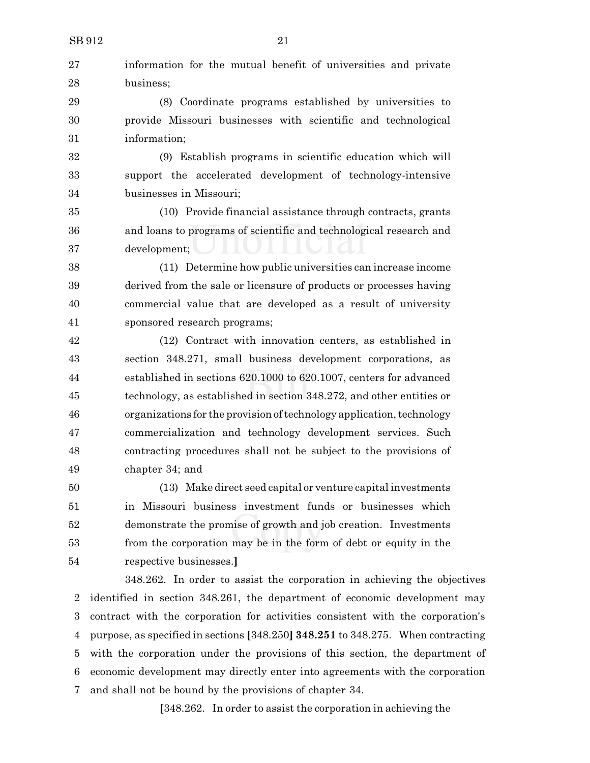information for the mutual benefit of universities and private business;

(8) Coordinate programs established by universities to provide Missouri businesses with scientific and technological information;

(9) Establish programs in scientific education which will support the accelerated development of technology-intensive businesses in Missouri;

(10) Provide financial assistance through contracts, grants and loans to programs of scientific and technological research and development;

(11) Determine how public universities can increase income derived from the sale or licensure of products or processes having commercial value that are developed as a result of university sponsored research programs;

(12) Contract with innovation centers, as established in section 348.271, small business development corporations, as established in sections 620.1000 to 620.1007, centers for advanced technology, as established in section 348.272, and other entities or organizations for the provision of technology application, technology commercialization and technology development services. Such contracting procedures shall not be subject to the provisions of chapter 34; and

(13) Make direct seed capital or venture capital investments in Missouri business investment funds or businesses which demonstrate the promise of growth and job creation. Investments from the corporation may be in the form of debt or equity in the respective businesses.**]**

348.262. In order to assist the corporation in achieving the objectives identified in section 348.261, the department of economic development may contract with the corporation for activities consistent with the corporation's purpose, as specified in sections **[**348.250**]** **348.251** to 348.275. When contracting with the corporation under the provisions of this section, the department of economic development may directly enter into agreements with the corporation and shall not be bound by the provisions of chapter 34.

**[**348.262. In order to assist the corporation in achieving the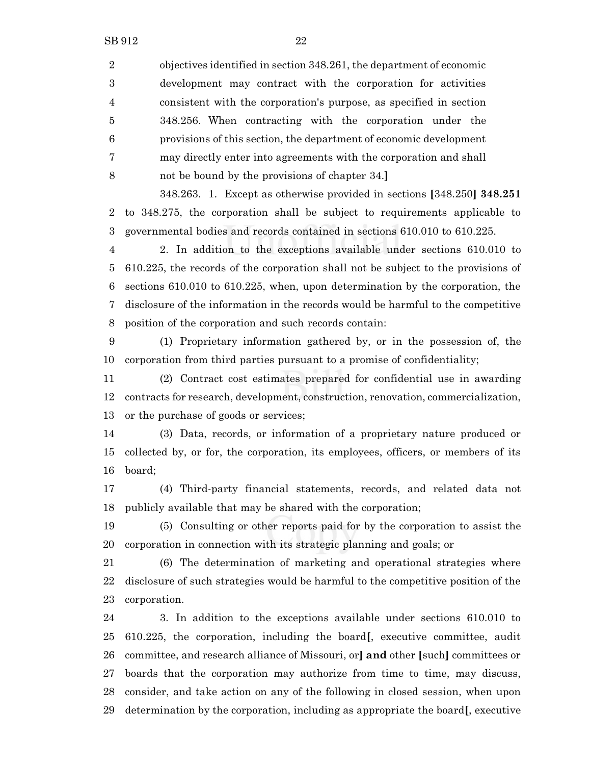objectives identified in section 348.261, the department of economic development may contract with the corporation for activities consistent with the corporation's purpose, as specified in section 348.256. When contracting with the corporation under the provisions of this section, the department of economic development may directly enter into agreements with the corporation and shall not be bound by the provisions of chapter 34.**]**

348.263. 1. Except as otherwise provided in sections **[**348.250**] 348.251** to 348.275, the corporation shall be subject to requirements applicable to governmental bodies and records contained in sections 610.010 to 610.225.

2. In addition to the exceptions available under sections 610.010 to 610.225, the records of the corporation shall not be subject to the provisions of sections 610.010 to 610.225, when, upon determination by the corporation, the disclosure of the information in the records would be harmful to the competitive position of the corporation and such records contain:

(1) Proprietary information gathered by, or in the possession of, the corporation from third parties pursuant to a promise of confidentiality;

(2) Contract cost estimates prepared for confidential use in awarding contracts for research, development, construction, renovation, commercialization, or the purchase of goods or services;

(3) Data, records, or information of a proprietary nature produced or collected by, or for, the corporation, its employees, officers, or members of its board;

(4) Third-party financial statements, records, and related data not publicly available that may be shared with the corporation;

(5) Consulting or other reports paid for by the corporation to assist the corporation in connection with its strategic planning and goals; or

(6) The determination of marketing and operational strategies where disclosure of such strategies would be harmful to the competitive position of the corporation.

3. In addition to the exceptions available under sections 610.010 to 610.225, the corporation, including the board**[**, executive committee, audit committee, and research alliance of Missouri, or**] and** other **[**such**]** committees or boards that the corporation may authorize from time to time, may discuss, consider, and take action on any of the following in closed session, when upon determination by the corporation, including as appropriate the board**[**, executive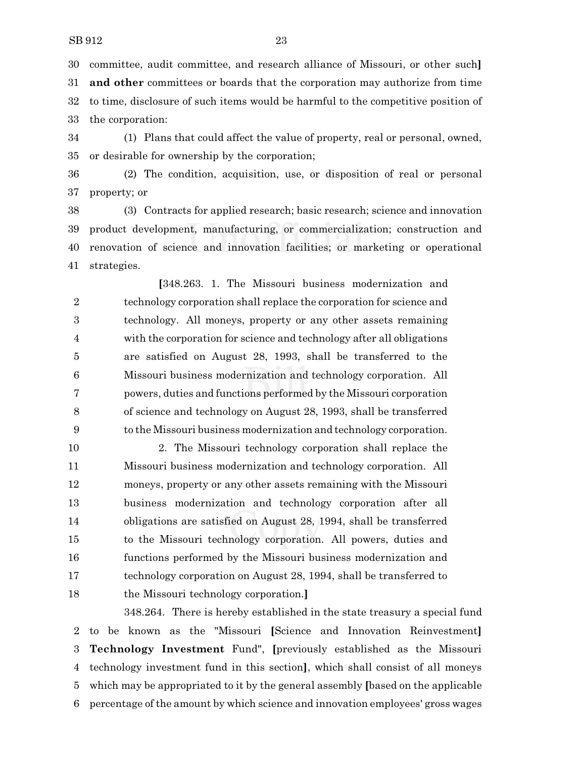30 committee, audit committee, and research alliance of Missouri, or other such] 31 **and other** committees or boards that the corporation may authorize from time 32 to time, disclosure of such items would be harmful to the competitive position of 33 the corporation:

34 (1) Plans that could affect the value of property, real or personal, owned, 35 or desirable for ownership by the corporation;

36 (2) The condition, acquisition, use, or disposition of real or personal 37 property; or

38 (3) Contracts for applied research; basic research; science and innovation 39 product development, manufacturing, or commercialization; construction and 40 renovation of science and innovation facilities; or marketing or operational 41 strategies.

> [348.263. 1. The Missouri business modernization and 2 technology corporation shall replace the corporation for science and 3 technology. All moneys, property or any other assets remaining 4 with the corporation for science and technology after all obligations 5 are satisfied on August 28, 1993, shall be transferred to the 6 Missouri business modernization and technology corporation. All 7 powers, duties and functions performed by the Missouri corporation 8 of science and technology on August 28, 1993, shall be transferred 9 to the Missouri business modernization and technology corporation.
>
> 10 2. The Missouri technology corporation shall replace the 11 Missouri business modernization and technology corporation. All 12 moneys, property or any other assets remaining with the Missouri 13 business modernization and technology corporation after all 14 obligations are satisfied on August 28, 1994, shall be transferred 15 to the Missouri technology corporation. All powers, duties and 16 functions performed by the Missouri business modernization and 17 technology corporation on August 28, 1994, shall be transferred to 18 the Missouri technology corporation.]

348.264. There is hereby established in the state treasury a special fund 2 to be known as the "Missouri [Science and Innovation Reinvestment] 3 **Technology Investment** Fund", [previously established as the Missouri 4 technology investment fund in this section], which shall consist of all moneys 5 which may be appropriated to it by the general assembly [based on the applicable 6 percentage of the amount by which science and innovation employees' gross wages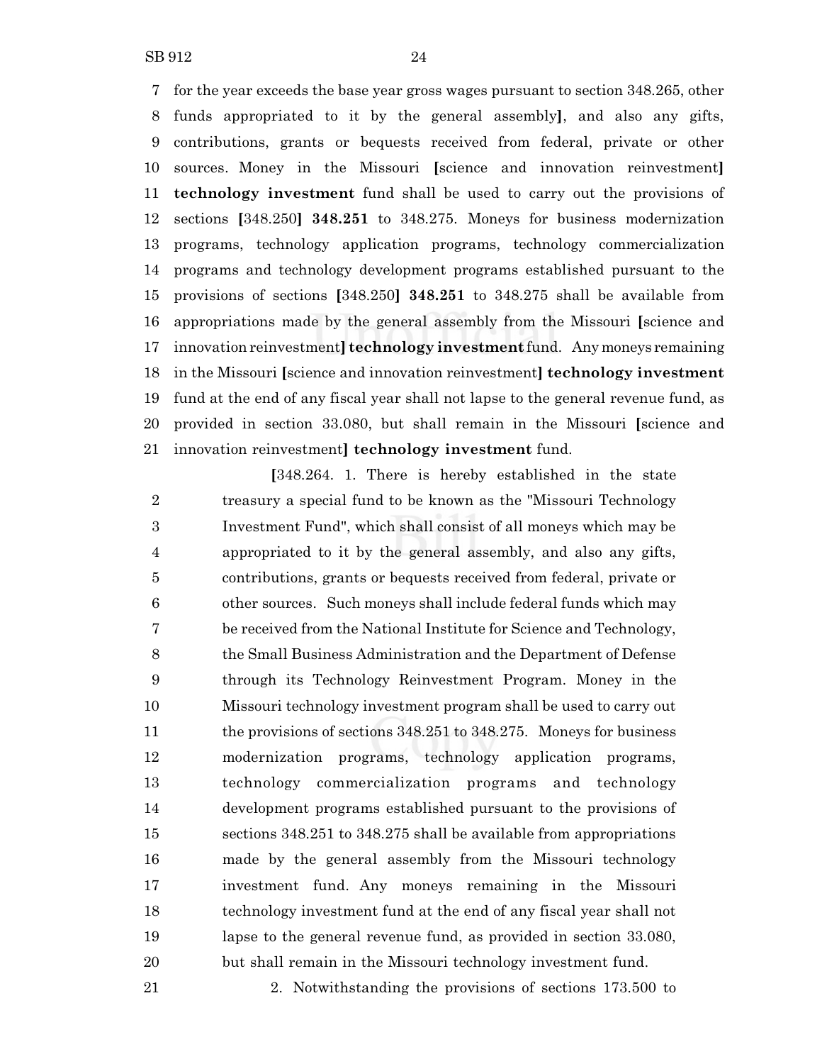for the year exceeds the base year gross wages pursuant to section 348.265, other funds appropriated to it by the general assembly], and also any gifts, contributions, grants or bequests received from federal, private or other sources. Money in the Missouri [science and innovation reinvestment] **technology investment** fund shall be used to carry out the provisions of sections [348.250] **348.251** to 348.275. Moneys for business modernization programs, technology application programs, technology commercialization programs and technology development programs established pursuant to the provisions of sections [348.250] **348.251** to 348.275 shall be available from appropriations made by the general assembly from the Missouri [science and innovation reinvestment] **technology investment** fund. Any moneys remaining in the Missouri [science and innovation reinvestment] **technology investment** fund at the end of any fiscal year shall not lapse to the general revenue fund, as provided in section 33.080, but shall remain in the Missouri [science and innovation reinvestment] **technology investment** fund.

[348.264. 1. There is hereby established in the state treasury a special fund to be known as the "Missouri Technology Investment Fund", which shall consist of all moneys which may be appropriated to it by the general assembly, and also any gifts, contributions, grants or bequests received from federal, private or other sources. Such moneys shall include federal funds which may be received from the National Institute for Science and Technology, the Small Business Administration and the Department of Defense through its Technology Reinvestment Program. Money in the Missouri technology investment program shall be used to carry out the provisions of sections 348.251 to 348.275. Moneys for business modernization programs, technology application programs, technology commercialization programs and technology development programs established pursuant to the provisions of sections 348.251 to 348.275 shall be available from appropriations made by the general assembly from the Missouri technology investment fund. Any moneys remaining in the Missouri technology investment fund at the end of any fiscal year shall not lapse to the general revenue fund, as provided in section 33.080, but shall remain in the Missouri technology investment fund.

2. Notwithstanding the provisions of sections 173.500 to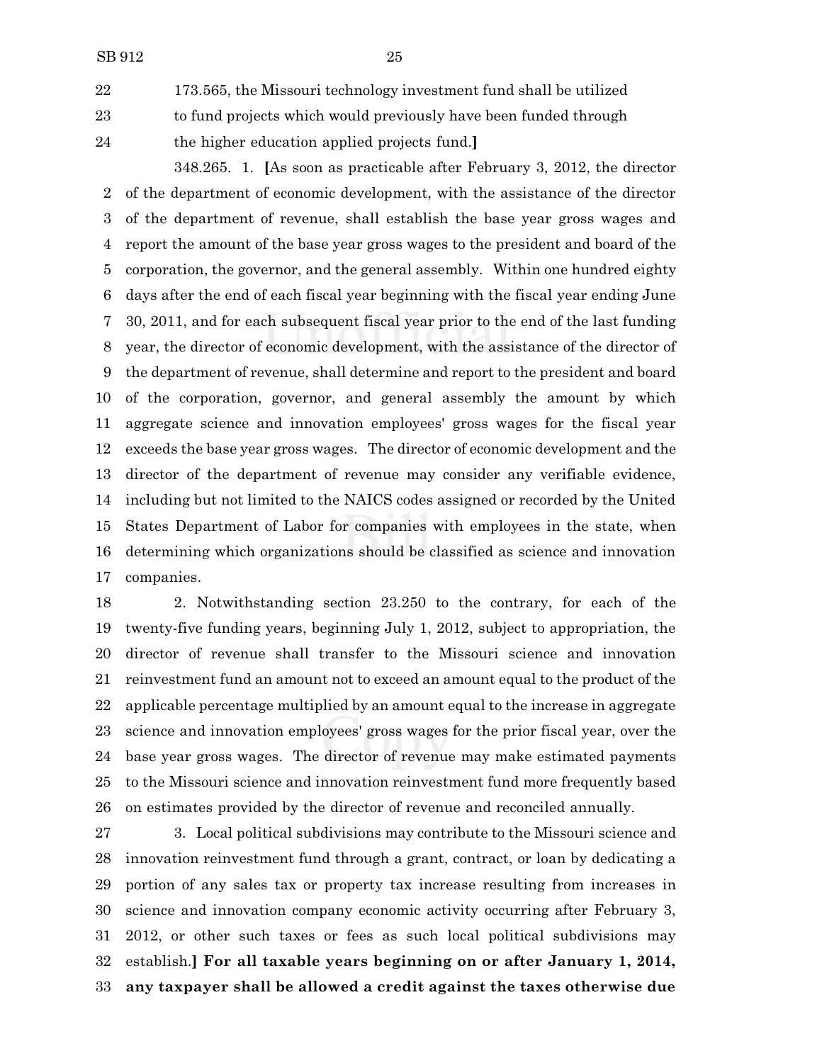173.565, the Missouri technology investment fund shall be utilized to fund projects which would previously have been funded through the higher education applied projects fund.]

348.265. 1. [As soon as practicable after February 3, 2012, the director of the department of economic development, with the assistance of the director of the department of revenue, shall establish the base year gross wages and report the amount of the base year gross wages to the president and board of the corporation, the governor, and the general assembly. Within one hundred eighty days after the end of each fiscal year beginning with the fiscal year ending June 30, 2011, and for each subsequent fiscal year prior to the end of the last funding year, the director of economic development, with the assistance of the director of the department of revenue, shall determine and report to the president and board of the corporation, governor, and general assembly the amount by which aggregate science and innovation employees' gross wages for the fiscal year exceeds the base year gross wages. The director of economic development and the director of the department of revenue may consider any verifiable evidence, including but not limited to the NAICS codes assigned or recorded by the United States Department of Labor for companies with employees in the state, when determining which organizations should be classified as science and innovation companies.

2. Notwithstanding section 23.250 to the contrary, for each of the twenty-five funding years, beginning July 1, 2012, subject to appropriation, the director of revenue shall transfer to the Missouri science and innovation reinvestment fund an amount not to exceed an amount equal to the product of the applicable percentage multiplied by an amount equal to the increase in aggregate science and innovation employees' gross wages for the prior fiscal year, over the base year gross wages. The director of revenue may make estimated payments to the Missouri science and innovation reinvestment fund more frequently based on estimates provided by the director of revenue and reconciled annually.

3. Local political subdivisions may contribute to the Missouri science and innovation reinvestment fund through a grant, contract, or loan by dedicating a portion of any sales tax or property tax increase resulting from increases in science and innovation company economic activity occurring after February 3, 2012, or other such taxes or fees as such local political subdivisions may establish.] **For all taxable years beginning on or after January 1, 2014, any taxpayer shall be allowed a credit against the taxes otherwise due**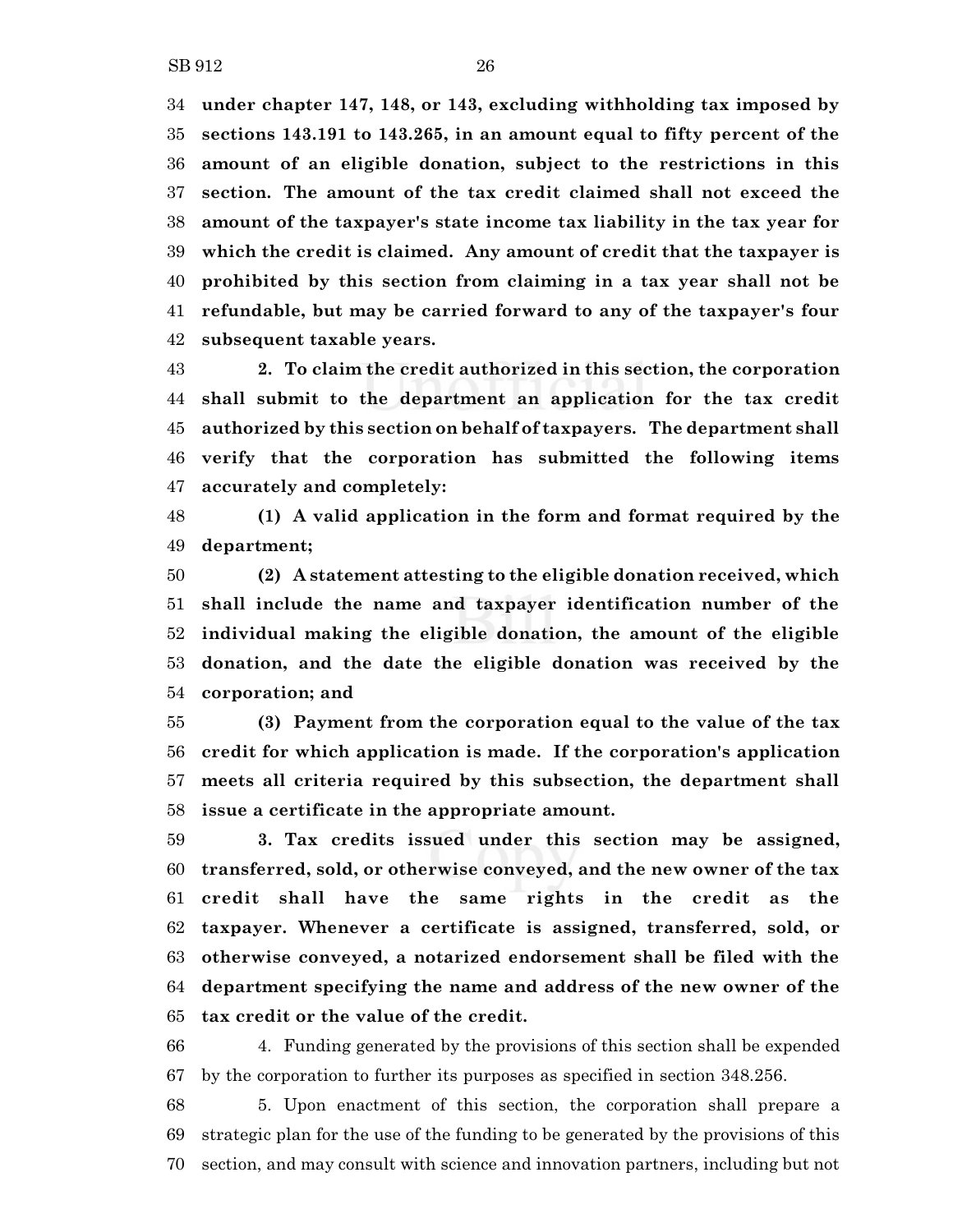**under chapter 147, 148, or 143, excluding withholding tax imposed by sections 143.191 to 143.265, in an amount equal to fifty percent of the amount of an eligible donation, subject to the restrictions in this section. The amount of the tax credit claimed shall not exceed the amount of the taxpayer's state income tax liability in the tax year for which the credit is claimed. Any amount of credit that the taxpayer is prohibited by this section from claiming in a tax year shall not be refundable, but may be carried forward to any of the taxpayer's four subsequent taxable years.**

**2. To claim the credit authorized in this section, the corporation shall submit to the department an application for the tax credit authorized by this section on behalf of taxpayers. The department shall verify that the corporation has submitted the following items accurately and completely:**

**(1) A valid application in the form and format required by the department;**

**(2) A statement attesting to the eligible donation received, which shall include the name and taxpayer identification number of the individual making the eligible donation, the amount of the eligible donation, and the date the eligible donation was received by the corporation; and**

**(3) Payment from the corporation equal to the value of the tax credit for which application is made. If the corporation's application meets all criteria required by this subsection, the department shall issue a certificate in the appropriate amount.**

**3. Tax credits issued under this section may be assigned, transferred, sold, or otherwise conveyed, and the new owner of the tax credit shall have the same rights in the credit as the taxpayer. Whenever a certificate is assigned, transferred, sold, or otherwise conveyed, a notarized endorsement shall be filed with the department specifying the name and address of the new owner of the tax credit or the value of the credit.**

4. Funding generated by the provisions of this section shall be expended by the corporation to further its purposes as specified in section 348.256.

5. Upon enactment of this section, the corporation shall prepare a strategic plan for the use of the funding to be generated by the provisions of this section, and may consult with science and innovation partners, including but not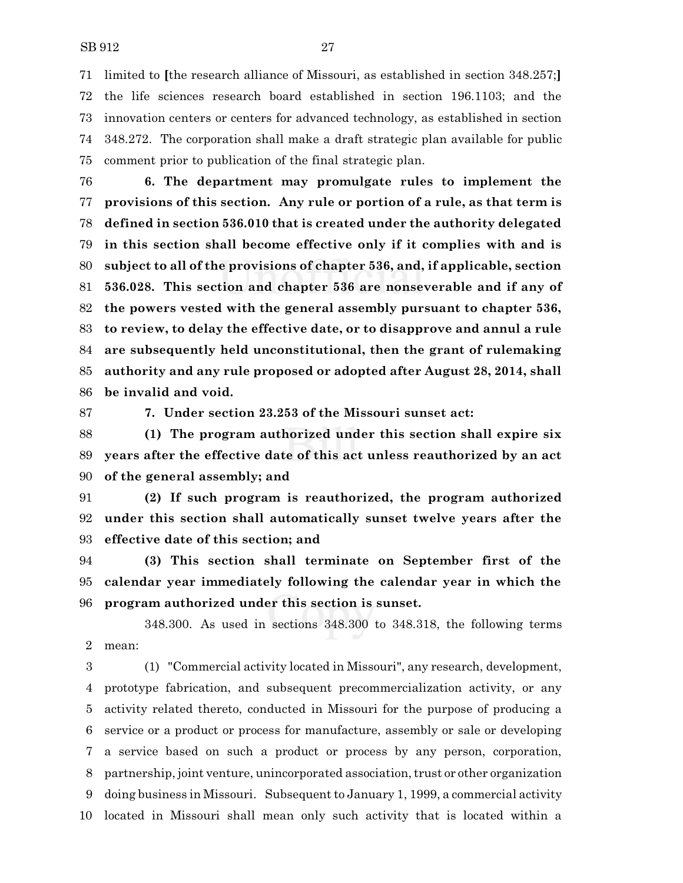limited to [the research alliance of Missouri, as established in section 348.257;] the life sciences research board established in section 196.1103; and the innovation centers or centers for advanced technology, as established in section 348.272. The corporation shall make a draft strategic plan available for public comment prior to publication of the final strategic plan.

**6. The department may promulgate rules to implement the provisions of this section. Any rule or portion of a rule, as that term is defined in section 536.010 that is created under the authority delegated in this section shall become effective only if it complies with and is subject to all of the provisions of chapter 536, and, if applicable, section 536.028. This section and chapter 536 are nonseverable and if any of the powers vested with the general assembly pursuant to chapter 536, to review, to delay the effective date, or to disapprove and annul a rule are subsequently held unconstitutional, then the grant of rulemaking authority and any rule proposed or adopted after August 28, 2014, shall be invalid and void.**

**7. Under section 23.253 of the Missouri sunset act:**

**(1) The program authorized under this section shall expire six years after the effective date of this act unless reauthorized by an act of the general assembly; and**

**(2) If such program is reauthorized, the program authorized under this section shall automatically sunset twelve years after the effective date of this section; and**

**(3) This section shall terminate on September first of the calendar year immediately following the calendar year in which the program authorized under this section is sunset.**

348.300. As used in sections 348.300 to 348.318, the following terms mean:

(1) "Commercial activity located in Missouri", any research, development, prototype fabrication, and subsequent precommercialization activity, or any activity related thereto, conducted in Missouri for the purpose of producing a service or a product or process for manufacture, assembly or sale or developing a service based on such a product or process by any person, corporation, partnership, joint venture, unincorporated association, trust or other organization doing business in Missouri. Subsequent to January 1, 1999, a commercial activity located in Missouri shall mean only such activity that is located within a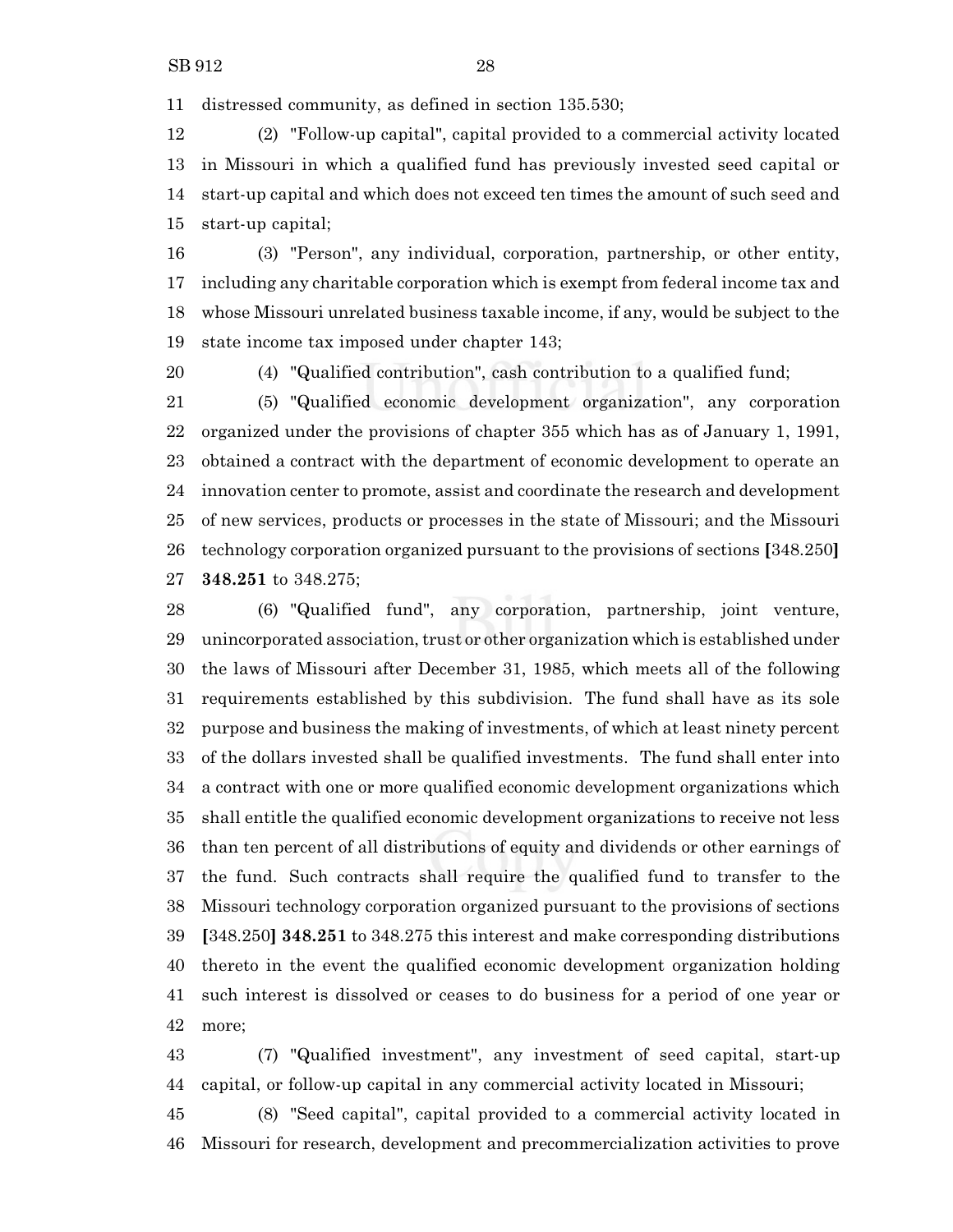distressed community, as defined in section 135.530;

(2) "Follow-up capital", capital provided to a commercial activity located in Missouri in which a qualified fund has previously invested seed capital or start-up capital and which does not exceed ten times the amount of such seed and start-up capital;

(3) "Person", any individual, corporation, partnership, or other entity, including any charitable corporation which is exempt from federal income tax and whose Missouri unrelated business taxable income, if any, would be subject to the state income tax imposed under chapter 143;

(4) "Qualified contribution", cash contribution to a qualified fund;

(5) "Qualified economic development organization", any corporation organized under the provisions of chapter 355 which has as of January 1, 1991, obtained a contract with the department of economic development to operate an innovation center to promote, assist and coordinate the research and development of new services, products or processes in the state of Missouri; and the Missouri technology corporation organized pursuant to the provisions of sections **[**348.250**]** **348.251** to 348.275;

(6) "Qualified fund", any corporation, partnership, joint venture, unincorporated association, trust or other organization which is established under the laws of Missouri after December 31, 1985, which meets all of the following requirements established by this subdivision. The fund shall have as its sole purpose and business the making of investments, of which at least ninety percent of the dollars invested shall be qualified investments. The fund shall enter into a contract with one or more qualified economic development organizations which shall entitle the qualified economic development organizations to receive not less than ten percent of all distributions of equity and dividends or other earnings of the fund. Such contracts shall require the qualified fund to transfer to the Missouri technology corporation organized pursuant to the provisions of sections **[**348.250**]** **348.251** to 348.275 this interest and make corresponding distributions thereto in the event the qualified economic development organization holding such interest is dissolved or ceases to do business for a period of one year or more;

(7) "Qualified investment", any investment of seed capital, start-up capital, or follow-up capital in any commercial activity located in Missouri;

(8) "Seed capital", capital provided to a commercial activity located in Missouri for research, development and precommercialization activities to prove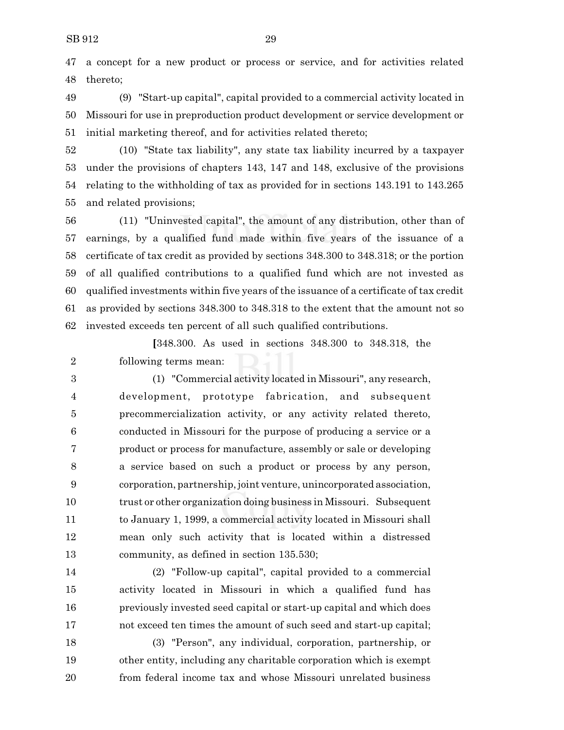47 a concept for a new product or process or service, and for activities related
48 thereto;

49 (9) "Start-up capital", capital provided to a commercial activity located in
50 Missouri for use in preproduction product development or service development or
51 initial marketing thereof, and for activities related thereto;

52 (10) "State tax liability", any state tax liability incurred by a taxpayer
53 under the provisions of chapters 143, 147 and 148, exclusive of the provisions
54 relating to the withholding of tax as provided for in sections 143.191 to 143.265
55 and related provisions;

56 (11) "Uninvested capital", the amount of any distribution, other than of
57 earnings, by a qualified fund made within five years of the issuance of a
58 certificate of tax credit as provided by sections 348.300 to 348.318; or the portion
59 of all qualified contributions to a qualified fund which are not invested as
60 qualified investments within five years of the issuance of a certificate of tax credit
61 as provided by sections 348.300 to 348.318 to the extent that the amount not so
62 invested exceeds ten percent of all such qualified contributions.

[348.300. As used in sections 348.300 to 348.318, the
2 following terms mean:

3 (1) "Commercial activity located in Missouri", any research,
4 development, prototype fabrication, and subsequent
5 precommercialization activity, or any activity related thereto,
6 conducted in Missouri for the purpose of producing a service or a
7 product or process for manufacture, assembly or sale or developing
8 a service based on such a product or process by any person,
9 corporation, partnership, joint venture, unincorporated association,
10 trust or other organization doing business in Missouri. Subsequent
11 to January 1, 1999, a commercial activity located in Missouri shall
12 mean only such activity that is located within a distressed
13 community, as defined in section 135.530;

14 (2) "Follow-up capital", capital provided to a commercial
15 activity located in Missouri in which a qualified fund has
16 previously invested seed capital or start-up capital and which does
17 not exceed ten times the amount of such seed and start-up capital;

18 (3) "Person", any individual, corporation, partnership, or
19 other entity, including any charitable corporation which is exempt
20 from federal income tax and whose Missouri unrelated business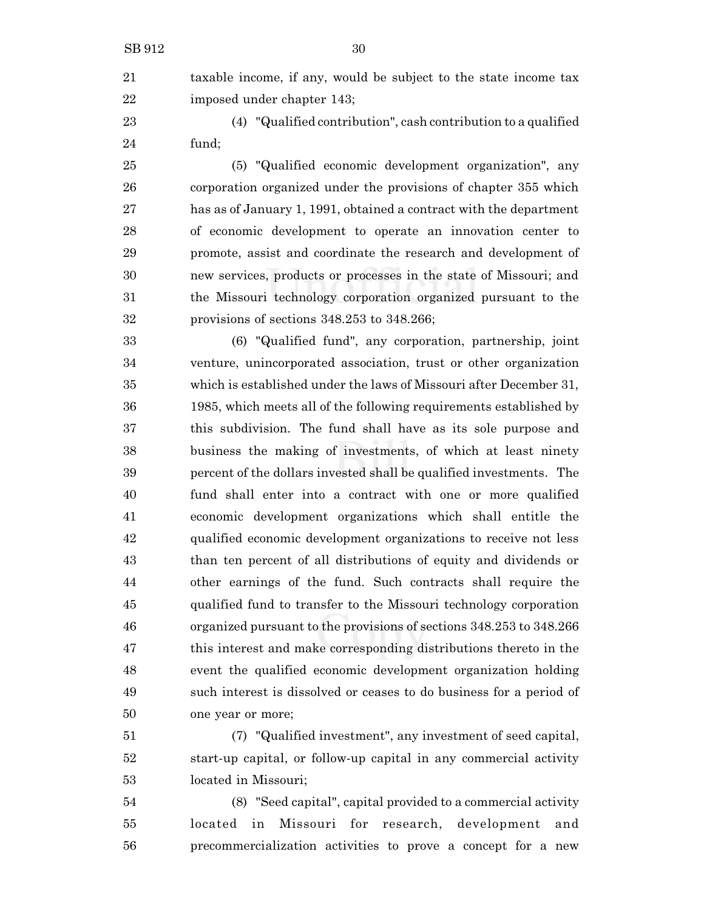taxable income, if any, would be subject to the state income tax imposed under chapter 143;

(4) "Qualified contribution", cash contribution to a qualified fund;

(5) "Qualified economic development organization", any corporation organized under the provisions of chapter 355 which has as of January 1, 1991, obtained a contract with the department of economic development to operate an innovation center to promote, assist and coordinate the research and development of new services, products or processes in the state of Missouri; and the Missouri technology corporation organized pursuant to the provisions of sections 348.253 to 348.266;

(6) "Qualified fund", any corporation, partnership, joint venture, unincorporated association, trust or other organization which is established under the laws of Missouri after December 31, 1985, which meets all of the following requirements established by this subdivision. The fund shall have as its sole purpose and business the making of investments, of which at least ninety percent of the dollars invested shall be qualified investments. The fund shall enter into a contract with one or more qualified economic development organizations which shall entitle the qualified economic development organizations to receive not less than ten percent of all distributions of equity and dividends or other earnings of the fund. Such contracts shall require the qualified fund to transfer to the Missouri technology corporation organized pursuant to the provisions of sections 348.253 to 348.266 this interest and make corresponding distributions thereto in the event the qualified economic development organization holding such interest is dissolved or ceases to do business for a period of one year or more;

(7) "Qualified investment", any investment of seed capital, start-up capital, or follow-up capital in any commercial activity located in Missouri;

(8) "Seed capital", capital provided to a commercial activity located in Missouri for research, development and precommercialization activities to prove a concept for a new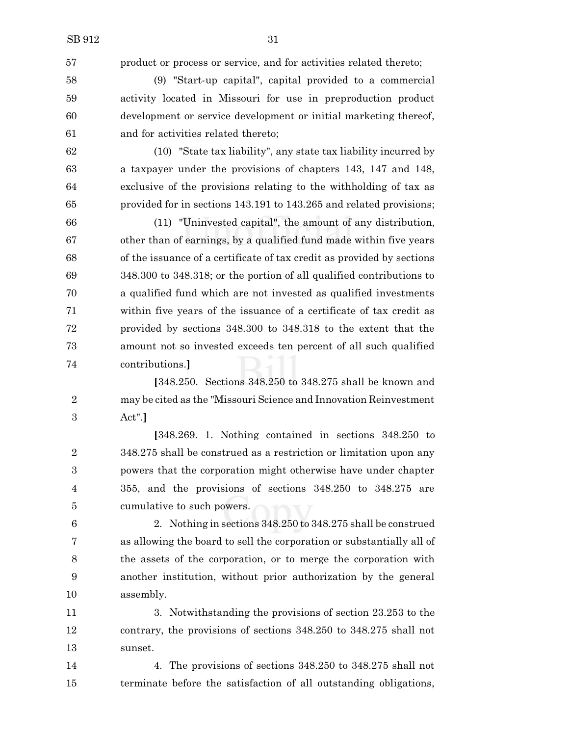product or process or service, and for activities related thereto;

(9) "Start-up capital", capital provided to a commercial activity located in Missouri for use in preproduction product development or service development or initial marketing thereof, and for activities related thereto;

(10) "State tax liability", any state tax liability incurred by a taxpayer under the provisions of chapters 143, 147 and 148, exclusive of the provisions relating to the withholding of tax as provided for in sections 143.191 to 143.265 and related provisions;

(11) "Uninvested capital", the amount of any distribution, other than of earnings, by a qualified fund made within five years of the issuance of a certificate of tax credit as provided by sections 348.300 to 348.318; or the portion of all qualified contributions to a qualified fund which are not invested as qualified investments within five years of the issuance of a certificate of tax credit as provided by sections 348.300 to 348.318 to the extent that the amount not so invested exceeds ten percent of all such qualified contributions.]

[348.250. Sections 348.250 to 348.275 shall be known and may be cited as the "Missouri Science and Innovation Reinvestment Act".]

[348.269. 1. Nothing contained in sections 348.250 to 348.275 shall be construed as a restriction or limitation upon any powers that the corporation might otherwise have under chapter 355, and the provisions of sections 348.250 to 348.275 are cumulative to such powers.

2. Nothing in sections 348.250 to 348.275 shall be construed as allowing the board to sell the corporation or substantially all of the assets of the corporation, or to merge the corporation with another institution, without prior authorization by the general assembly.

3. Notwithstanding the provisions of section 23.253 to the contrary, the provisions of sections 348.250 to 348.275 shall not sunset.

4. The provisions of sections 348.250 to 348.275 shall not terminate before the satisfaction of all outstanding obligations,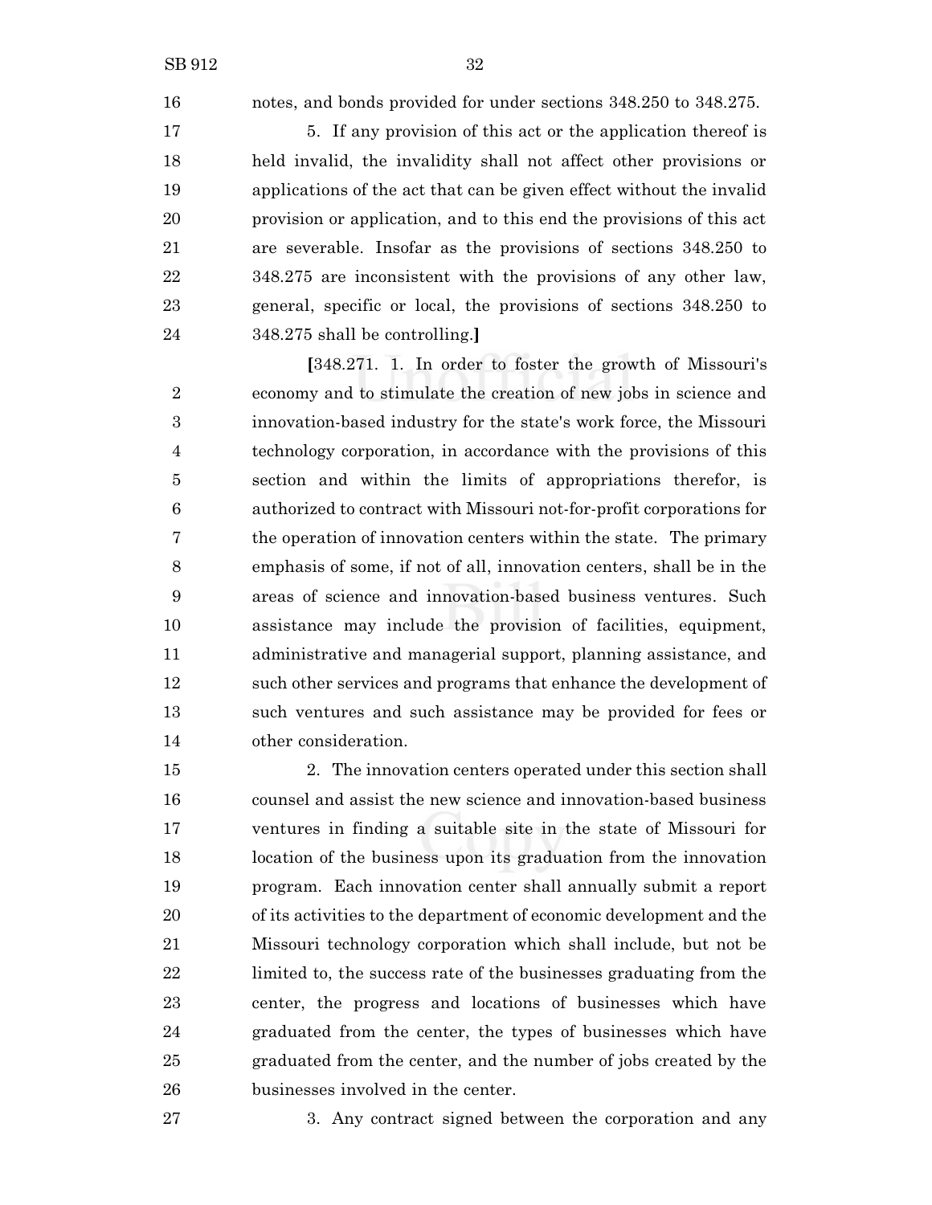notes, and bonds provided for under sections 348.250 to 348.275.

5. If any provision of this act or the application thereof is held invalid, the invalidity shall not affect other provisions or applications of the act that can be given effect without the invalid provision or application, and to this end the provisions of this act are severable. Insofar as the provisions of sections 348.250 to 348.275 are inconsistent with the provisions of any other law, general, specific or local, the provisions of sections 348.250 to 348.275 shall be controlling.]

[348.271. 1. In order to foster the growth of Missouri's economy and to stimulate the creation of new jobs in science and innovation-based industry for the state's work force, the Missouri technology corporation, in accordance with the provisions of this section and within the limits of appropriations therefor, is authorized to contract with Missouri not-for-profit corporations for the operation of innovation centers within the state. The primary emphasis of some, if not of all, innovation centers, shall be in the areas of science and innovation-based business ventures. Such assistance may include the provision of facilities, equipment, administrative and managerial support, planning assistance, and such other services and programs that enhance the development of such ventures and such assistance may be provided for fees or other consideration.

2. The innovation centers operated under this section shall counsel and assist the new science and innovation-based business ventures in finding a suitable site in the state of Missouri for location of the business upon its graduation from the innovation program. Each innovation center shall annually submit a report of its activities to the department of economic development and the Missouri technology corporation which shall include, but not be limited to, the success rate of the businesses graduating from the center, the progress and locations of businesses which have graduated from the center, the types of businesses which have graduated from the center, and the number of jobs created by the businesses involved in the center.

3. Any contract signed between the corporation and any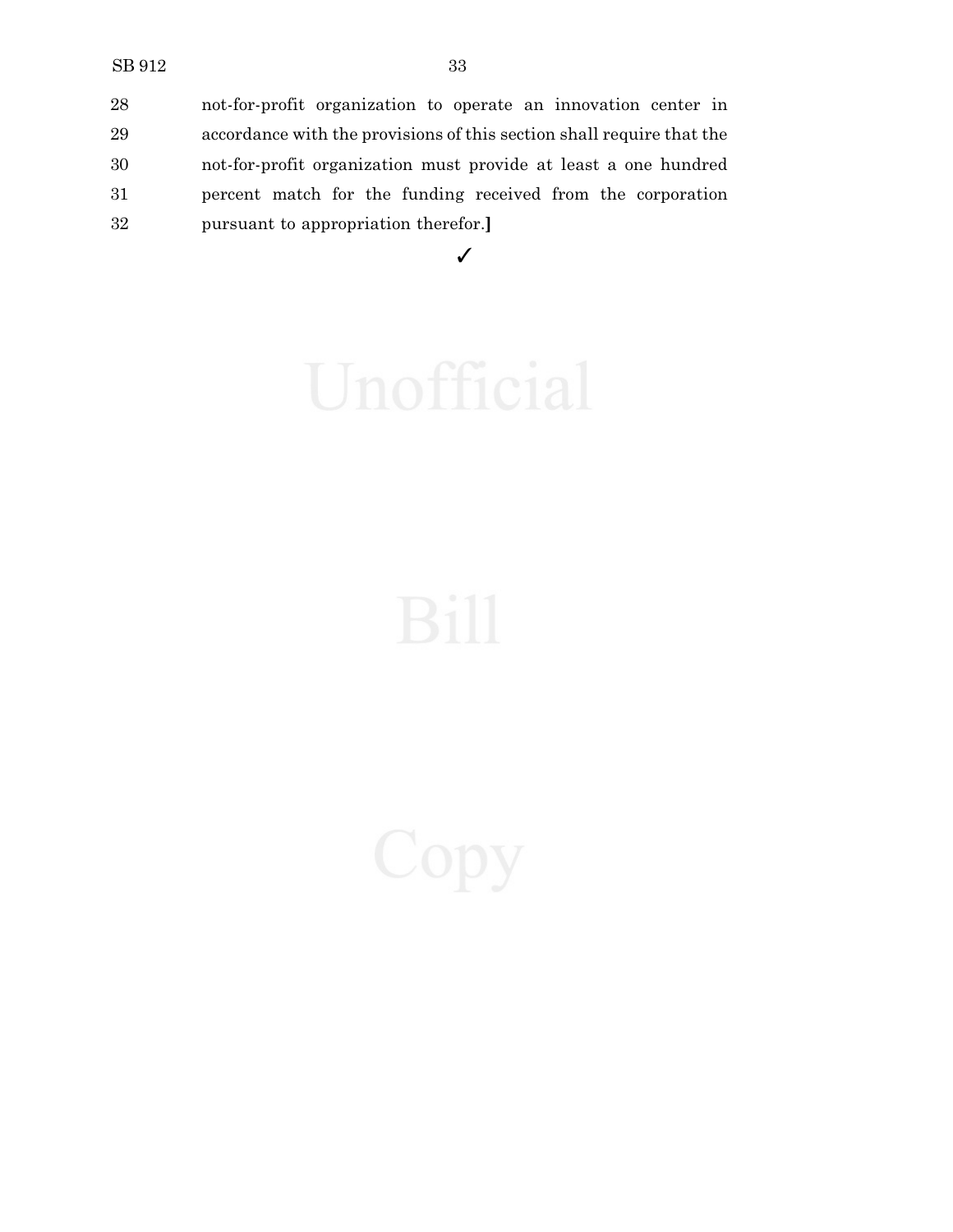not-for-profit organization to operate an innovation center in accordance with the provisions of this section shall require that the not-for-profit organization must provide at least a one hundred percent match for the funding received from the corporation pursuant to appropriation therefor.**]**

✓